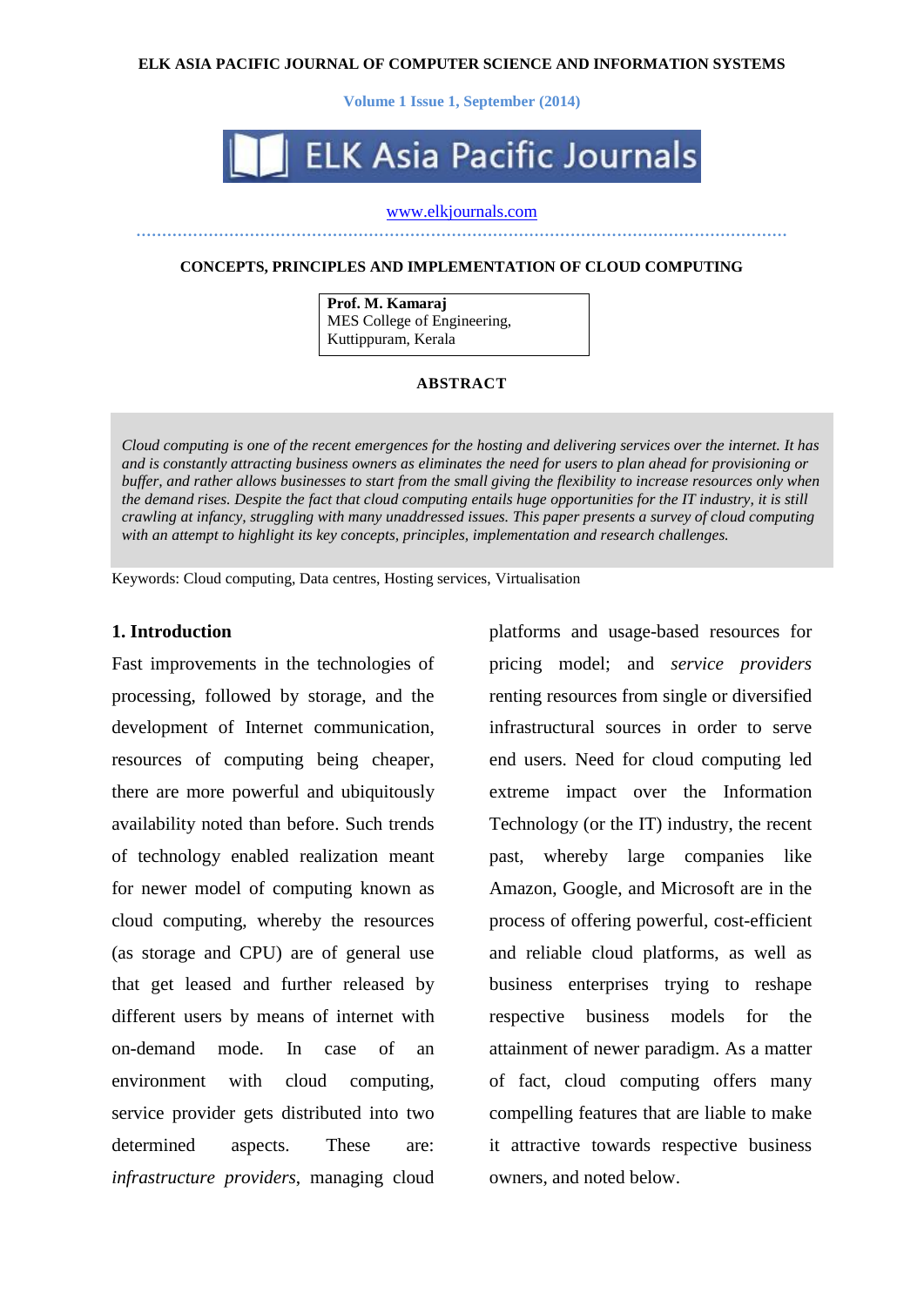**ELK ASIA PACIFIC JOURNAL OF COMPUTER SCIENCE AND INFORMATION SYSTEMS**

**Volume 1 Issue 1, September (2014)**

ELK Asia Pacific Journals

www.elkjournals.com

# CONCEPTS, PRINCIPLES AND IMPLEMENTATION OF CLOUD COMPUTING

**Prof. M. Kamaraj**
MES College of Engineering,
Kuttippuram, Kerala

## ABSTRACT

*Cloud computing is one of the recent emergences for the hosting and delivering services over the internet. It has and is constantly attracting business owners as eliminates the need for users to plan ahead for provisioning or buffer, and rather allows businesses to start from the small giving the flexibility to increase resources only when the demand rises. Despite the fact that cloud computing entails huge opportunities for the IT industry, it is still crawling at infancy, struggling with many unaddressed issues. This paper presents a survey of cloud computing with an attempt to highlight its key concepts, principles, implementation and research challenges.*

Keywords: Cloud computing, Data centres, Hosting services, Virtualisation

## 1. Introduction

Fast improvements in the technologies of processing, followed by storage, and the development of Internet communication, resources of computing being cheaper, there are more powerful and ubiquitously availability noted than before. Such trends of technology enabled realization meant for newer model of computing known as cloud computing, whereby the resources (as storage and CPU) are of general use that get leased and further released by different users by means of internet with on-demand mode. In case of an environment with cloud computing, service provider gets distributed into two determined aspects. These are: *infrastructure providers*, managing cloud platforms and usage-based resources for pricing model; and *service providers* renting resources from single or diversified infrastructural sources in order to serve end users. Need for cloud computing led extreme impact over the Information Technology (or the IT) industry, the recent past, whereby large companies like Amazon, Google, and Microsoft are in the process of offering powerful, cost-efficient and reliable cloud platforms, as well as business enterprises trying to reshape respective business models for the attainment of newer paradigm. As a matter of fact, cloud computing offers many compelling features that are liable to make it attractive towards respective business owners, and noted below.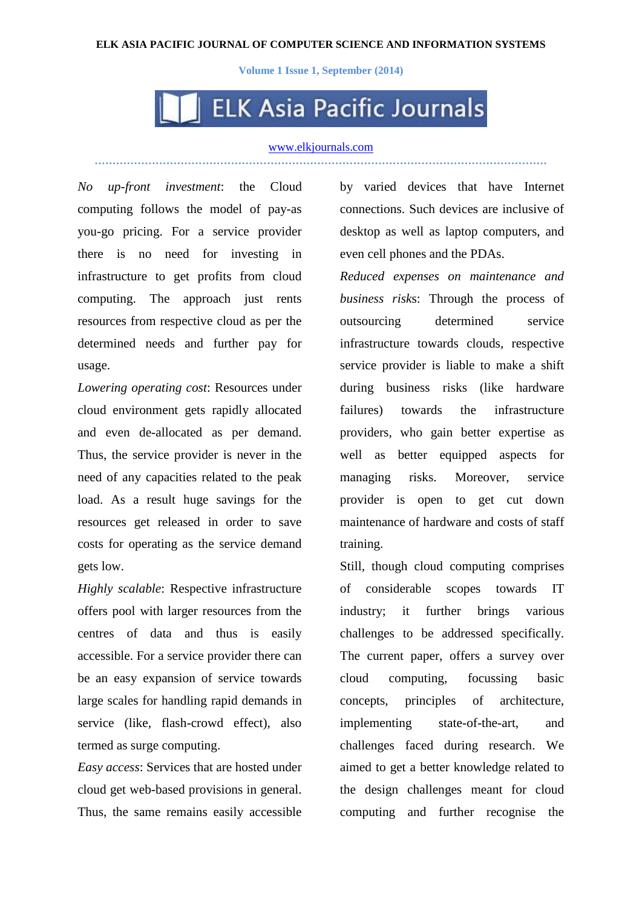*No up-front investment*: the Cloud computing follows the model of pay-as you-go pricing. For a service provider there is no need for investing in infrastructure to get profits from cloud computing. The approach just rents resources from respective cloud as per the determined needs and further pay for usage.

*Lowering operating cost*: Resources under cloud environment gets rapidly allocated and even de-allocated as per demand. Thus, the service provider is never in the need of any capacities related to the peak load. As a result huge savings for the resources get released in order to save costs for operating as the service demand gets low.

*Highly scalable*: Respective infrastructure offers pool with larger resources from the centres of data and thus is easily accessible. For a service provider there can be an easy expansion of service towards large scales for handling rapid demands in service (like, flash-crowd effect), also termed as surge computing.

*Easy access*: Services that are hosted under cloud get web-based provisions in general. Thus, the same remains easily accessible by varied devices that have Internet connections. Such devices are inclusive of desktop as well as laptop computers, and even cell phones and the PDAs.

*Reduced expenses on maintenance and business risks*: Through the process of outsourcing determined service infrastructure towards clouds, respective service provider is liable to make a shift during business risks (like hardware failures) towards the infrastructure providers, who gain better expertise as well as better equipped aspects for managing risks. Moreover, service provider is open to get cut down maintenance of hardware and costs of staff training.

Still, though cloud computing comprises of considerable scopes towards IT industry; it further brings various challenges to be addressed specifically. The current paper, offers a survey over cloud computing, focussing basic concepts, principles of architecture, implementing state-of-the-art, and challenges faced during research. We aimed to get a better knowledge related to the design challenges meant for cloud computing and further recognise the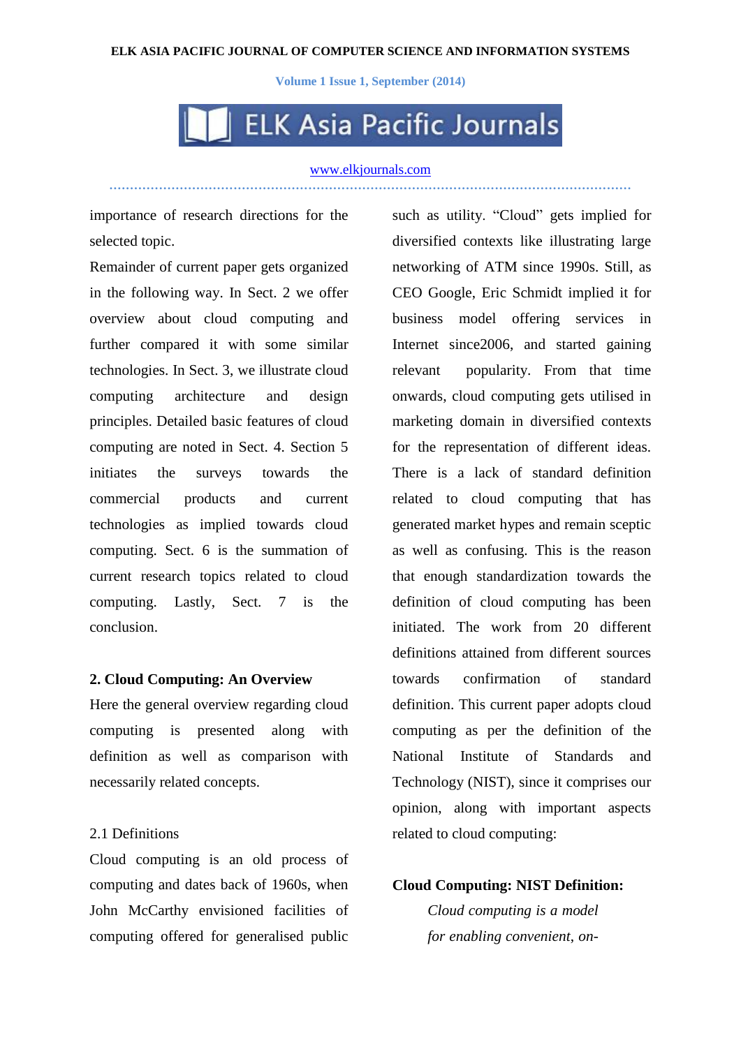importance of research directions for the selected topic.

Remainder of current paper gets organized in the following way. In Sect. 2 we offer overview about cloud computing and further compared it with some similar technologies. In Sect. 3, we illustrate cloud computing architecture and design principles. Detailed basic features of cloud computing are noted in Sect. 4. Section 5 initiates the surveys towards the commercial products and current technologies as implied towards cloud computing. Sect. 6 is the summation of current research topics related to cloud computing. Lastly, Sect. 7 is the conclusion.

## 2. Cloud Computing: An Overview

Here the general overview regarding cloud computing is presented along with definition as well as comparison with necessarily related concepts.

### 2.1 Definitions

Cloud computing is an old process of computing and dates back of 1960s, when John McCarthy envisioned facilities of computing offered for generalised public such as utility. "Cloud" gets implied for diversified contexts like illustrating large networking of ATM since 1990s. Still, as CEO Google, Eric Schmidt implied it for business model offering services in Internet since2006, and started gaining relevant popularity. From that time onwards, cloud computing gets utilised in marketing domain in diversified contexts for the representation of different ideas. There is a lack of standard definition related to cloud computing that has generated market hypes and remain sceptic as well as confusing. This is the reason that enough standardization towards the definition of cloud computing has been initiated. The work from 20 different definitions attained from different sources towards confirmation of standard definition. This current paper adopts cloud computing as per the definition of the National Institute of Standards and Technology (NIST), since it comprises our opinion, along with important aspects related to cloud computing:

**Cloud Computing: NIST Definition:**

*Cloud computing is a model for enabling convenient, on-*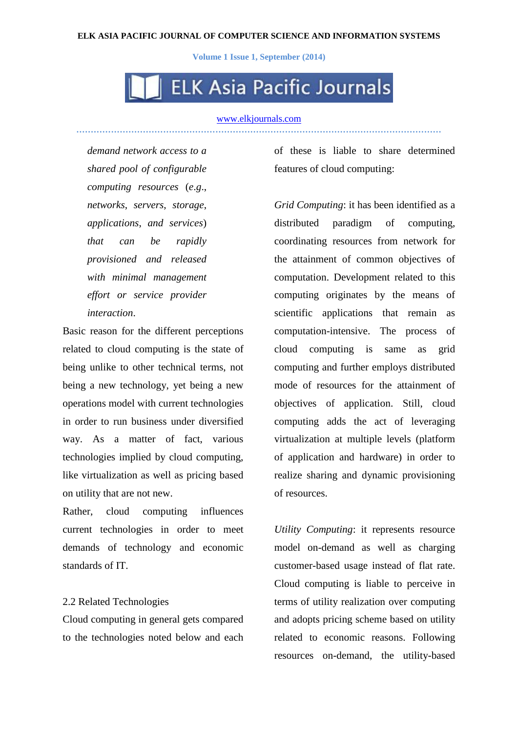*demand network access to a shared pool of configurable computing resources (e.g., networks, servers, storage, applications, and services) that can be rapidly provisioned and released with minimal management effort or service provider interaction*.

Basic reason for the different perceptions related to cloud computing is the state of being unlike to other technical terms, not being a new technology, yet being a new operations model with current technologies in order to run business under diversified way. As a matter of fact, various technologies implied by cloud computing, like virtualization as well as pricing based on utility that are not new.

Rather, cloud computing influences current technologies in order to meet demands of technology and economic standards of IT.

## 2.2 Related Technologies

Cloud computing in general gets compared to the technologies noted below and each of these is liable to share determined features of cloud computing:

*Grid Computing*: it has been identified as a distributed paradigm of computing, coordinating resources from network for the attainment of common objectives of computation. Development related to this computing originates by the means of scientific applications that remain as computation-intensive. The process of cloud computing is same as grid computing and further employs distributed mode of resources for the attainment of objectives of application. Still, cloud computing adds the act of leveraging virtualization at multiple levels (platform of application and hardware) in order to realize sharing and dynamic provisioning of resources.

*Utility Computing*: it represents resource model on-demand as well as charging customer-based usage instead of flat rate. Cloud computing is liable to perceive in terms of utility realization over computing and adopts pricing scheme based on utility related to economic reasons. Following resources on-demand, the utility-based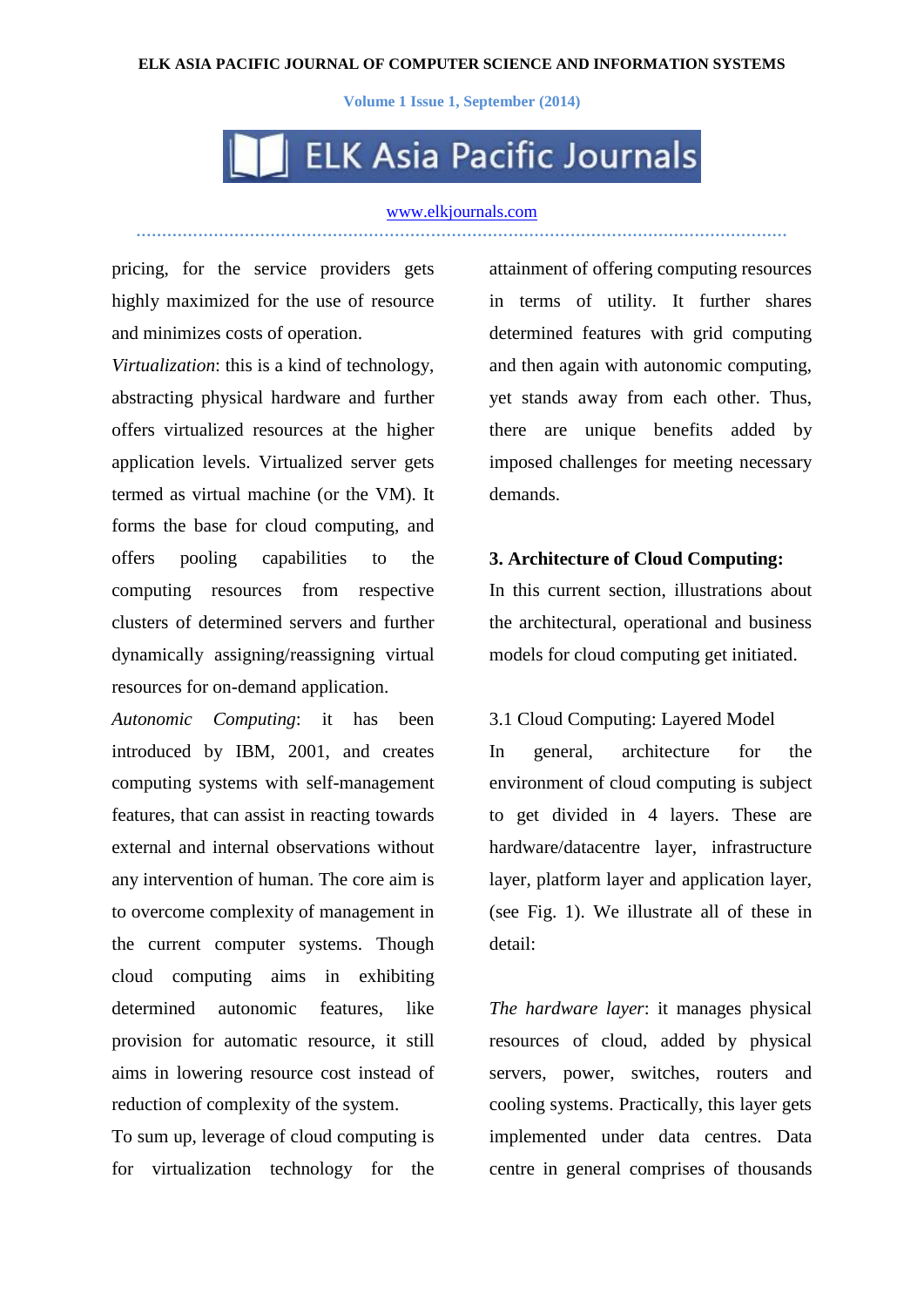pricing, for the service providers gets highly maximized for the use of resource and minimizes costs of operation.

*Virtualization*: this is a kind of technology, abstracting physical hardware and further offers virtualized resources at the higher application levels. Virtualized server gets termed as virtual machine (or the VM). It forms the base for cloud computing, and offers pooling capabilities to the computing resources from respective clusters of determined servers and further dynamically assigning/reassigning virtual resources for on-demand application.

*Autonomic Computing*: it has been introduced by IBM, 2001, and creates computing systems with self-management features, that can assist in reacting towards external and internal observations without any intervention of human. The core aim is to overcome complexity of management in the current computer systems. Though cloud computing aims in exhibiting determined autonomic features, like provision for automatic resource, it still aims in lowering resource cost instead of reduction of complexity of the system.

To sum up, leverage of cloud computing is for virtualization technology for the attainment of offering computing resources in terms of utility. It further shares determined features with grid computing and then again with autonomic computing, yet stands away from each other. Thus, there are unique benefits added by imposed challenges for meeting necessary demands.

## 3. Architecture of Cloud Computing:

In this current section, illustrations about the architectural, operational and business models for cloud computing get initiated.

### 3.1 Cloud Computing: Layered Model

In general, architecture for the environment of cloud computing is subject to get divided in 4 layers. These are hardware/datacentre layer, infrastructure layer, platform layer and application layer, (see Fig. 1). We illustrate all of these in detail:

*The hardware layer*: it manages physical resources of cloud, added by physical servers, power, switches, routers and cooling systems. Practically, this layer gets implemented under data centres. Data centre in general comprises of thousands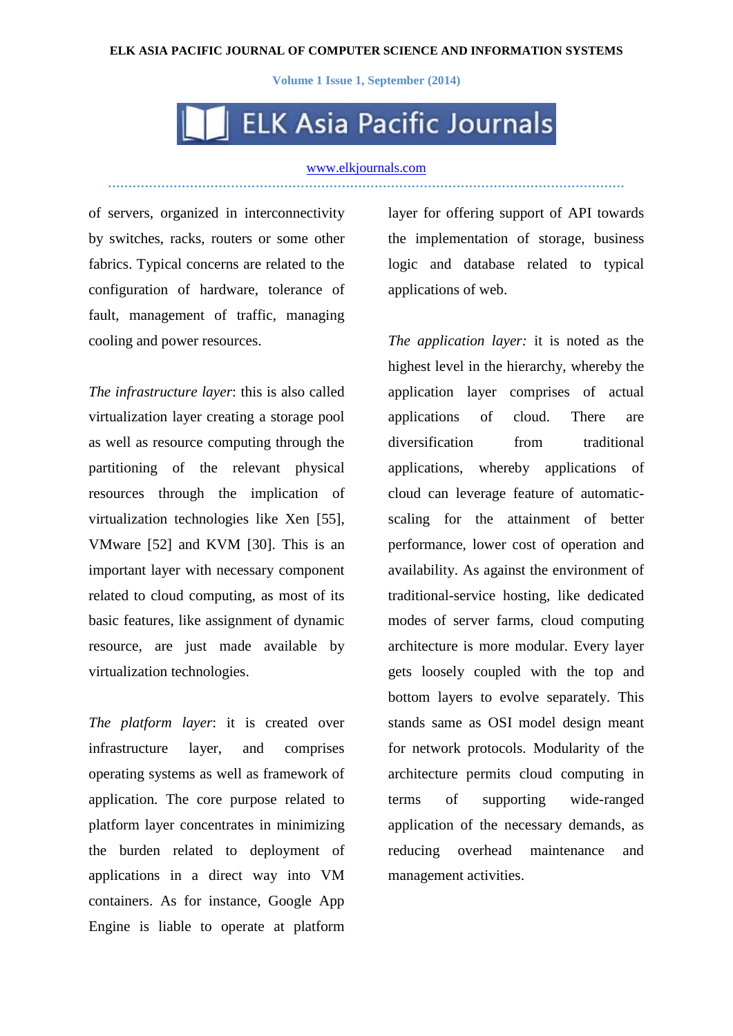of servers, organized in interconnectivity by switches, racks, routers or some other fabrics. Typical concerns are related to the configuration of hardware, tolerance of fault, management of traffic, managing cooling and power resources.

*The infrastructure layer*: this is also called virtualization layer creating a storage pool as well as resource computing through the partitioning of the relevant physical resources through the implication of virtualization technologies like Xen [55], VMware [52] and KVM [30]. This is an important layer with necessary component related to cloud computing, as most of its basic features, like assignment of dynamic resource, are just made available by virtualization technologies.

*The platform layer*: it is created over infrastructure layer, and comprises operating systems as well as framework of application. The core purpose related to platform layer concentrates in minimizing the burden related to deployment of applications in a direct way into VM containers. As for instance, Google App Engine is liable to operate at platform layer for offering support of API towards the implementation of storage, business logic and database related to typical applications of web.

*The application layer:* it is noted as the highest level in the hierarchy, whereby the application layer comprises of actual applications of cloud. There are diversification from traditional applications, whereby applications of cloud can leverage feature of automatic-scaling for the attainment of better performance, lower cost of operation and availability. As against the environment of traditional-service hosting, like dedicated modes of server farms, cloud computing architecture is more modular. Every layer gets loosely coupled with the top and bottom layers to evolve separately. This stands same as OSI model design meant for network protocols. Modularity of the architecture permits cloud computing in terms of supporting wide-ranged application of the necessary demands, as reducing overhead maintenance and management activities.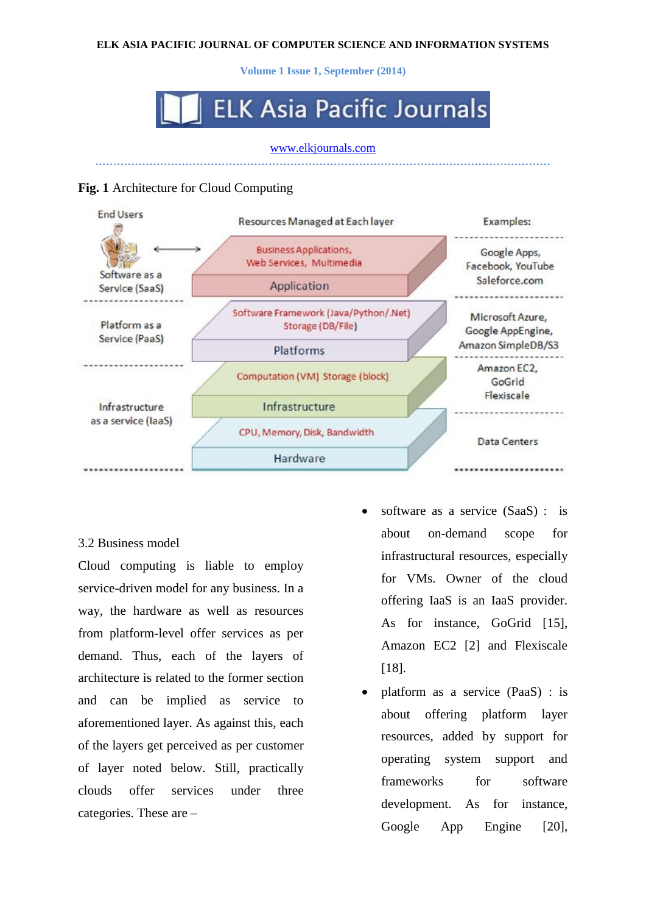**Fig. 1** Architecture for Cloud Computing

3.2 Business model

Cloud computing is liable to employ service-driven model for any business. In a way, the hardware as well as resources from platform-level offer services as per demand. Thus, each of the layers of architecture is related to the former section and can be implied as service to aforementioned layer. As against this, each of the layers get perceived as per customer of layer noted below. Still, practically clouds offer services under three categories. These are –

- software as a service (SaaS) : is about on-demand scope for infrastructural resources, especially for VMs. Owner of the cloud offering IaaS is an IaaS provider. As for instance, GoGrid [15], Amazon EC2 [2] and Flexiscale [18].
- platform as a service (PaaS) : is about offering platform layer resources, added by support for operating system support and frameworks for software development. As for instance, Google App Engine [20],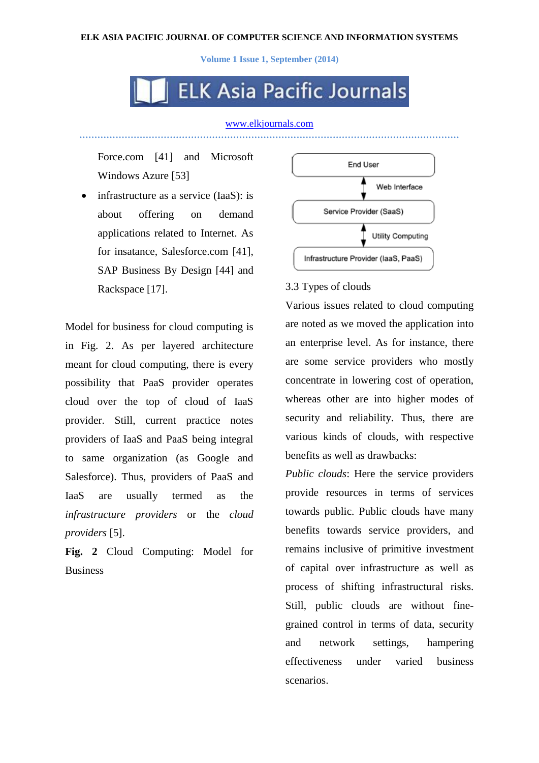Force.com [41] and Microsoft Windows Azure [53]

- infrastructure as a service (IaaS): is about offering on demand applications related to Internet. As for insatance, Salesforce.com [41], SAP Business By Design [44] and Rackspace [17].

Model for business for cloud computing is in Fig. 2. As per layered architecture meant for cloud computing, there is every possibility that PaaS provider operates cloud over the top of cloud of IaaS provider. Still, current practice notes providers of IaaS and PaaS being integral to same organization (as Google and Salesforce). Thus, providers of PaaS and IaaS are usually termed as the *infrastructure providers* or the *cloud providers* [5].

**Fig. 2** Cloud Computing: Model for Business

End User

Web Interface

Service Provider (SaaS)

Utility Computing

Infrastructure Provider (IaaS, PaaS)

3.3 Types of clouds

Various issues related to cloud computing are noted as we moved the application into an enterprise level. As for instance, there are some service providers who mostly concentrate in lowering cost of operation, whereas other are into higher modes of security and reliability. Thus, there are various kinds of clouds, with respective benefits as well as drawbacks:

*Public clouds*: Here the service providers provide resources in terms of services towards public. Public clouds have many benefits towards service providers, and remains inclusive of primitive investment of capital over infrastructure as well as process of shifting infrastructural risks. Still, public clouds are without fine-grained control in terms of data, security and network settings, hampering effectiveness under varied business scenarios.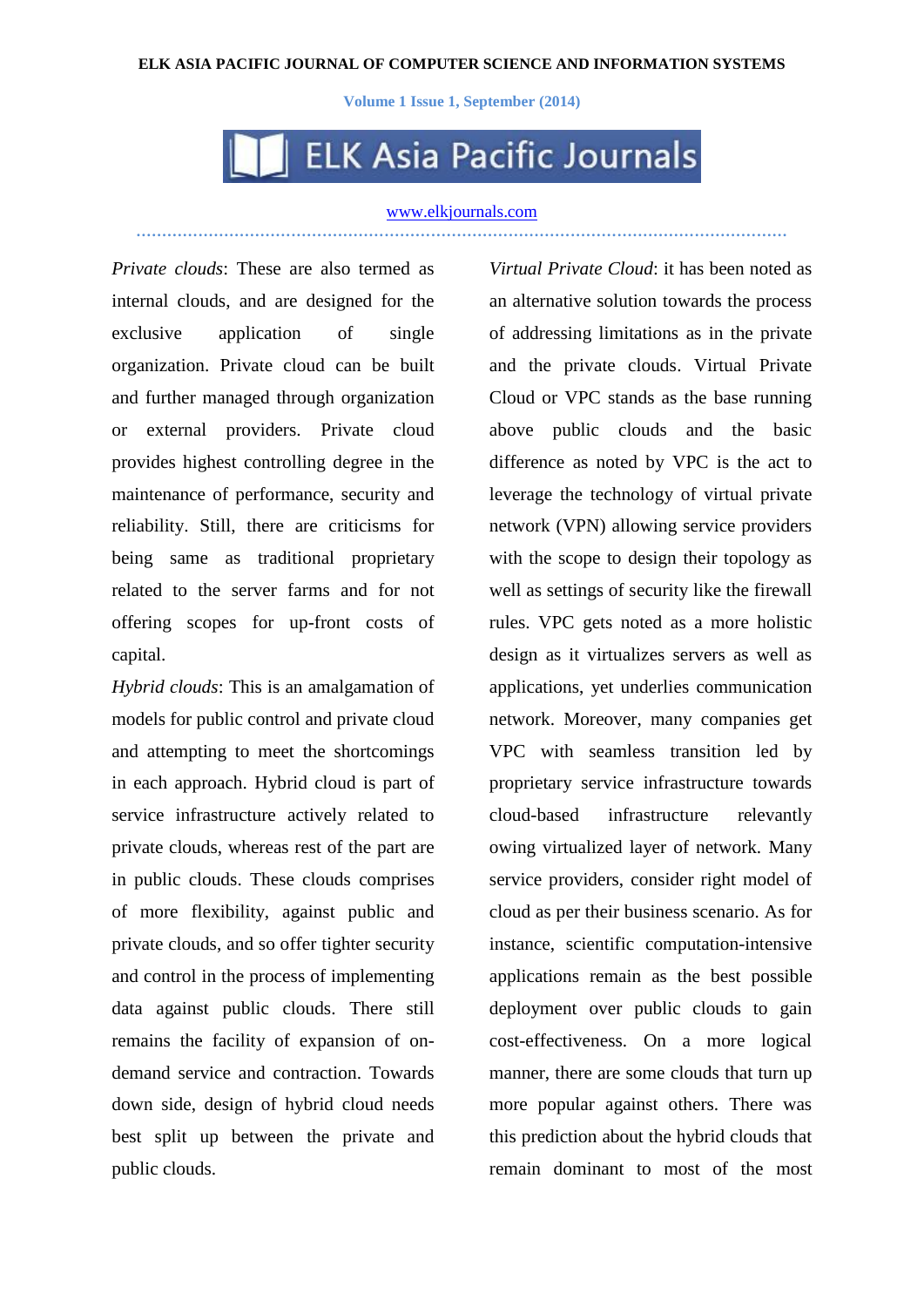*Private clouds*: These are also termed as internal clouds, and are designed for the exclusive application of single organization. Private cloud can be built and further managed through organization or external providers. Private cloud provides highest controlling degree in the maintenance of performance, security and reliability. Still, there are criticisms for being same as traditional proprietary related to the server farms and for not offering scopes for up-front costs of capital.

*Hybrid clouds*: This is an amalgamation of models for public control and private cloud and attempting to meet the shortcomings in each approach. Hybrid cloud is part of service infrastructure actively related to private clouds, whereas rest of the part are in public clouds. These clouds comprises of more flexibility, against public and private clouds, and so offer tighter security and control in the process of implementing data against public clouds. There still remains the facility of expansion of on-demand service and contraction. Towards down side, design of hybrid cloud needs best split up between the private and public clouds.

*Virtual Private Cloud*: it has been noted as an alternative solution towards the process of addressing limitations as in the private and the private clouds. Virtual Private Cloud or VPC stands as the base running above public clouds and the basic difference as noted by VPC is the act to leverage the technology of virtual private network (VPN) allowing service providers with the scope to design their topology as well as settings of security like the firewall rules. VPC gets noted as a more holistic design as it virtualizes servers as well as applications, yet underlies communication network. Moreover, many companies get VPC with seamless transition led by proprietary service infrastructure towards cloud-based infrastructure relevantly owing virtualized layer of network. Many service providers, consider right model of cloud as per their business scenario. As for instance, scientific computation-intensive applications remain as the best possible deployment over public clouds to gain cost-effectiveness. On a more logical manner, there are some clouds that turn up more popular against others. There was this prediction about the hybrid clouds that remain dominant to most of the most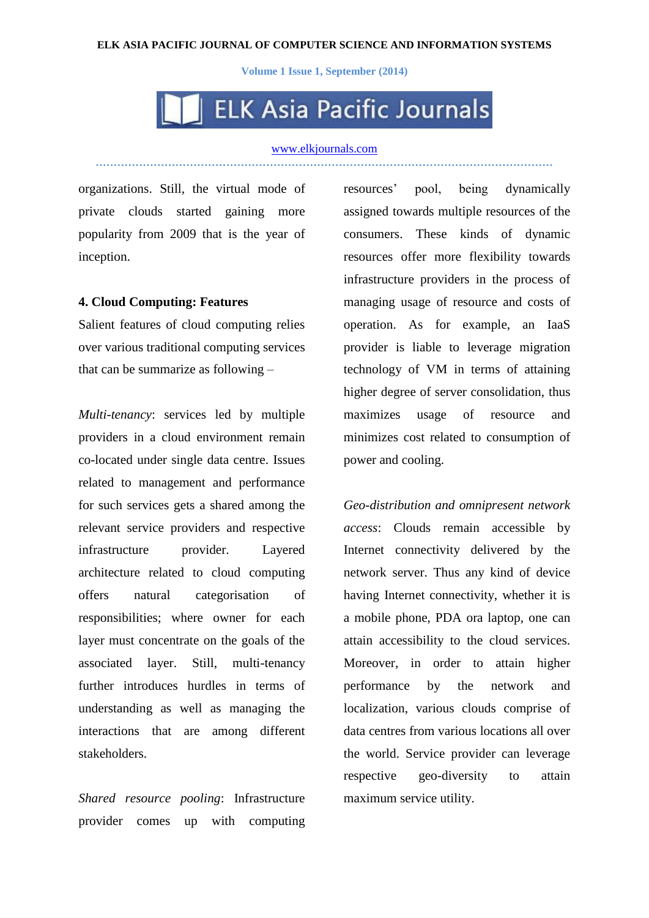organizations. Still, the virtual mode of private clouds started gaining more popularity from 2009 that is the year of inception.

## 4. Cloud Computing: Features

Salient features of cloud computing relies over various traditional computing services that can be summarize as following –

*Multi-tenancy*: services led by multiple providers in a cloud environment remain co-located under single data centre. Issues related to management and performance for such services gets a shared among the relevant service providers and respective infrastructure provider. Layered architecture related to cloud computing offers natural categorisation of responsibilities; where owner for each layer must concentrate on the goals of the associated layer. Still, multi-tenancy further introduces hurdles in terms of understanding as well as managing the interactions that are among different stakeholders.

*Shared resource pooling*: Infrastructure provider comes up with computing resources' pool, being dynamically assigned towards multiple resources of the consumers. These kinds of dynamic resources offer more flexibility towards infrastructure providers in the process of managing usage of resource and costs of operation. As for example, an IaaS provider is liable to leverage migration technology of VM in terms of attaining higher degree of server consolidation, thus maximizes usage of resource and minimizes cost related to consumption of power and cooling.

*Geo-distribution and omnipresent network access*: Clouds remain accessible by Internet connectivity delivered by the network server. Thus any kind of device having Internet connectivity, whether it is a mobile phone, PDA ora laptop, one can attain accessibility to the cloud services. Moreover, in order to attain higher performance by the network and localization, various clouds comprise of data centres from various locations all over the world. Service provider can leverage respective geo-diversity to attain maximum service utility.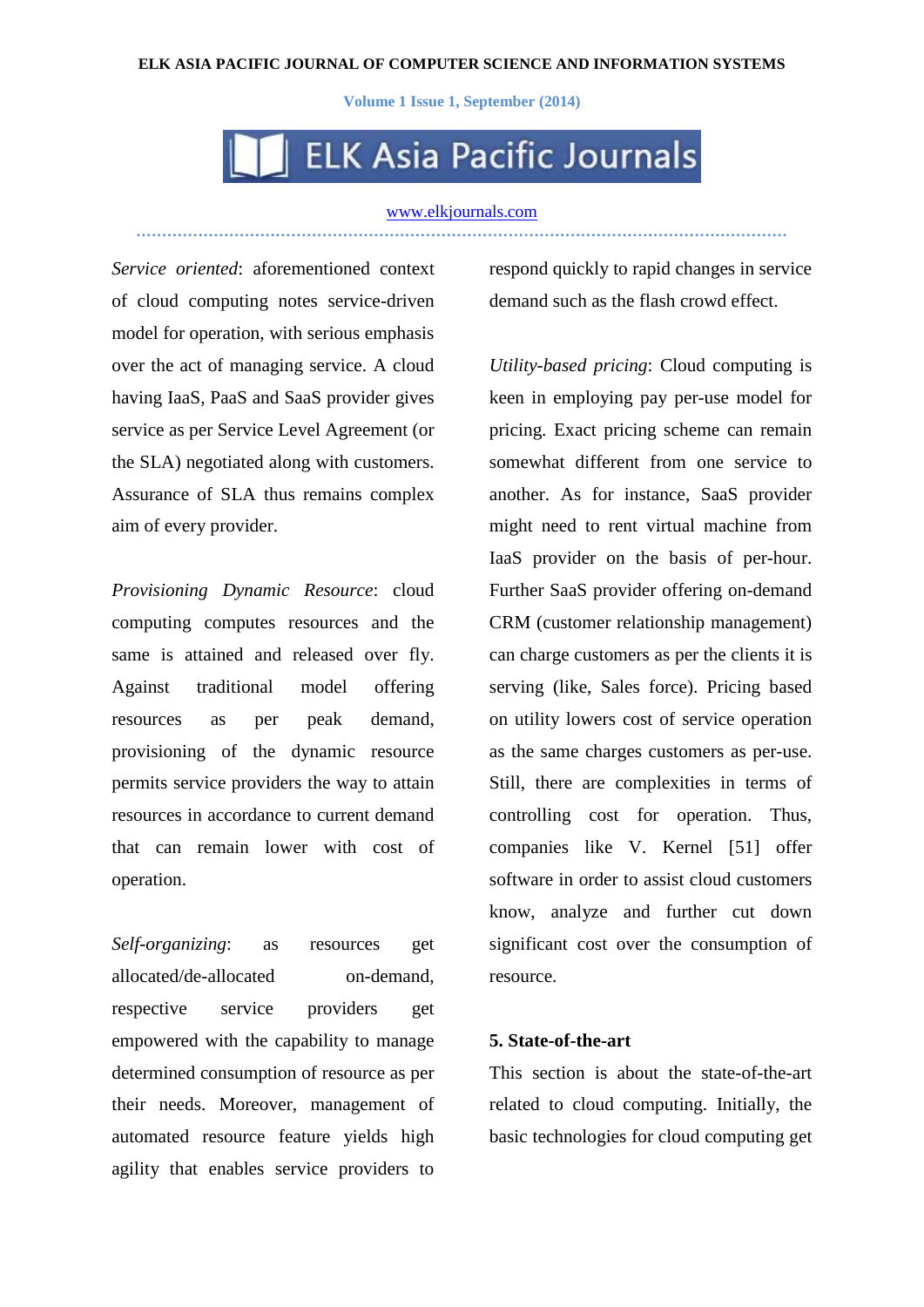*Service oriented*: aforementioned context of cloud computing notes service-driven model for operation, with serious emphasis over the act of managing service. A cloud having IaaS, PaaS and SaaS provider gives service as per Service Level Agreement (or the SLA) negotiated along with customers. Assurance of SLA thus remains complex aim of every provider.

*Provisioning Dynamic Resource*: cloud computing computes resources and the same is attained and released over fly. Against traditional model offering resources as per peak demand, provisioning of the dynamic resource permits service providers the way to attain resources in accordance to current demand that can remain lower with cost of operation.

*Self-organizing*: as resources get allocated/de-allocated on-demand, respective service providers get empowered with the capability to manage determined consumption of resource as per their needs. Moreover, management of automated resource feature yields high agility that enables service providers to respond quickly to rapid changes in service demand such as the flash crowd effect.

*Utility-based pricing*: Cloud computing is keen in employing pay per-use model for pricing. Exact pricing scheme can remain somewhat different from one service to another. As for instance, SaaS provider might need to rent virtual machine from IaaS provider on the basis of per-hour. Further SaaS provider offering on-demand CRM (customer relationship management) can charge customers as per the clients it is serving (like, Sales force). Pricing based on utility lowers cost of service operation as the same charges customers as per-use. Still, there are complexities in terms of controlling cost for operation. Thus, companies like V. Kernel [51] offer software in order to assist cloud customers know, analyze and further cut down significant cost over the consumption of resource.

## 5. State-of-the-art

This section is about the state-of-the-art related to cloud computing. Initially, the basic technologies for cloud computing get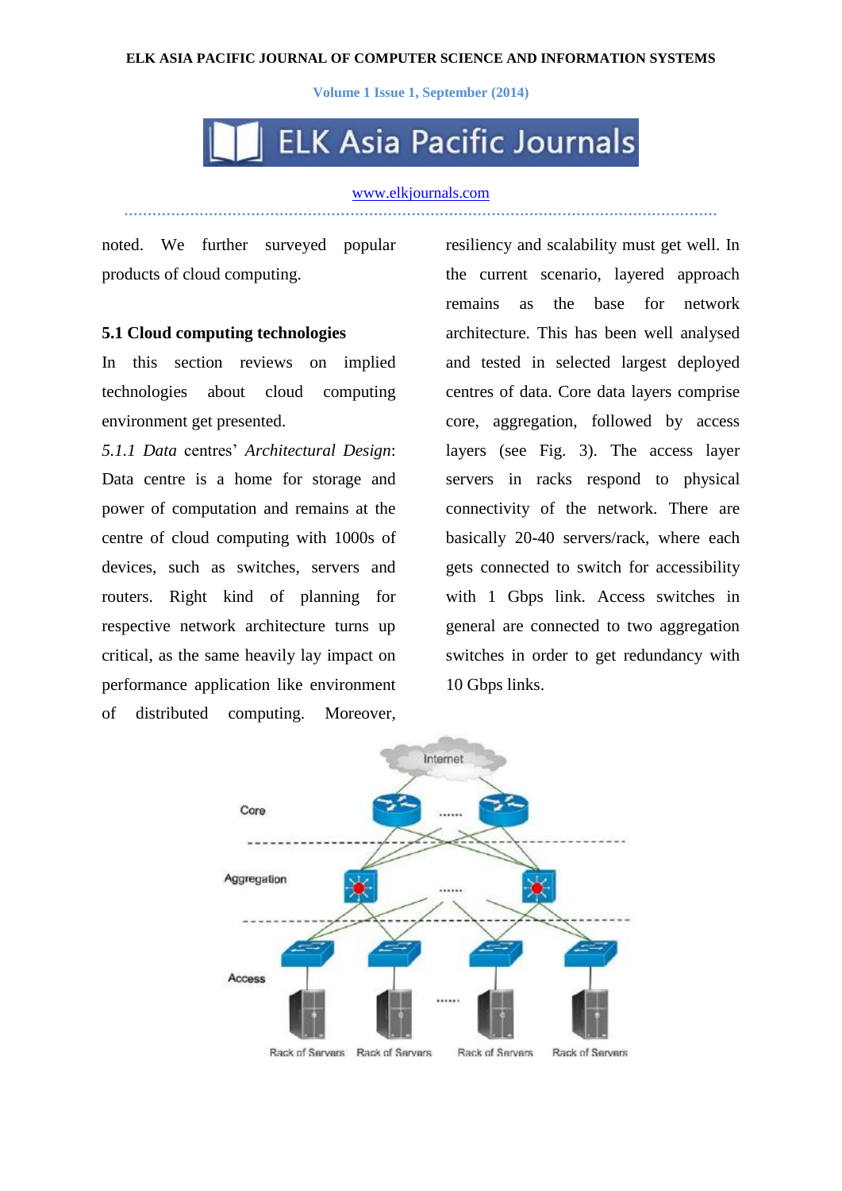noted. We further surveyed popular products of cloud computing.

### 5.1 Cloud computing technologies

In this section reviews on implied technologies about cloud computing environment get presented.

*5.1.1 Data* centres' *Architectural Design*: Data centre is a home for storage and power of computation and remains at the centre of cloud computing with 1000s of devices, such as switches, servers and routers. Right kind of planning for respective network architecture turns up critical, as the same heavily lay impact on performance application like environment of distributed computing. Moreover, resiliency and scalability must get well. In the current scenario, layered approach remains as the base for network architecture. This has been well analysed and tested in selected largest deployed centres of data. Core data layers comprise core, aggregation, followed by access layers (see Fig. 3). The access layer servers in racks respond to physical connectivity of the network. There are basically 20-40 servers/rack, where each gets connected to switch for accessibility with 1 Gbps link. Access switches in general are connected to two aggregation switches in order to get redundancy with 10 Gbps links.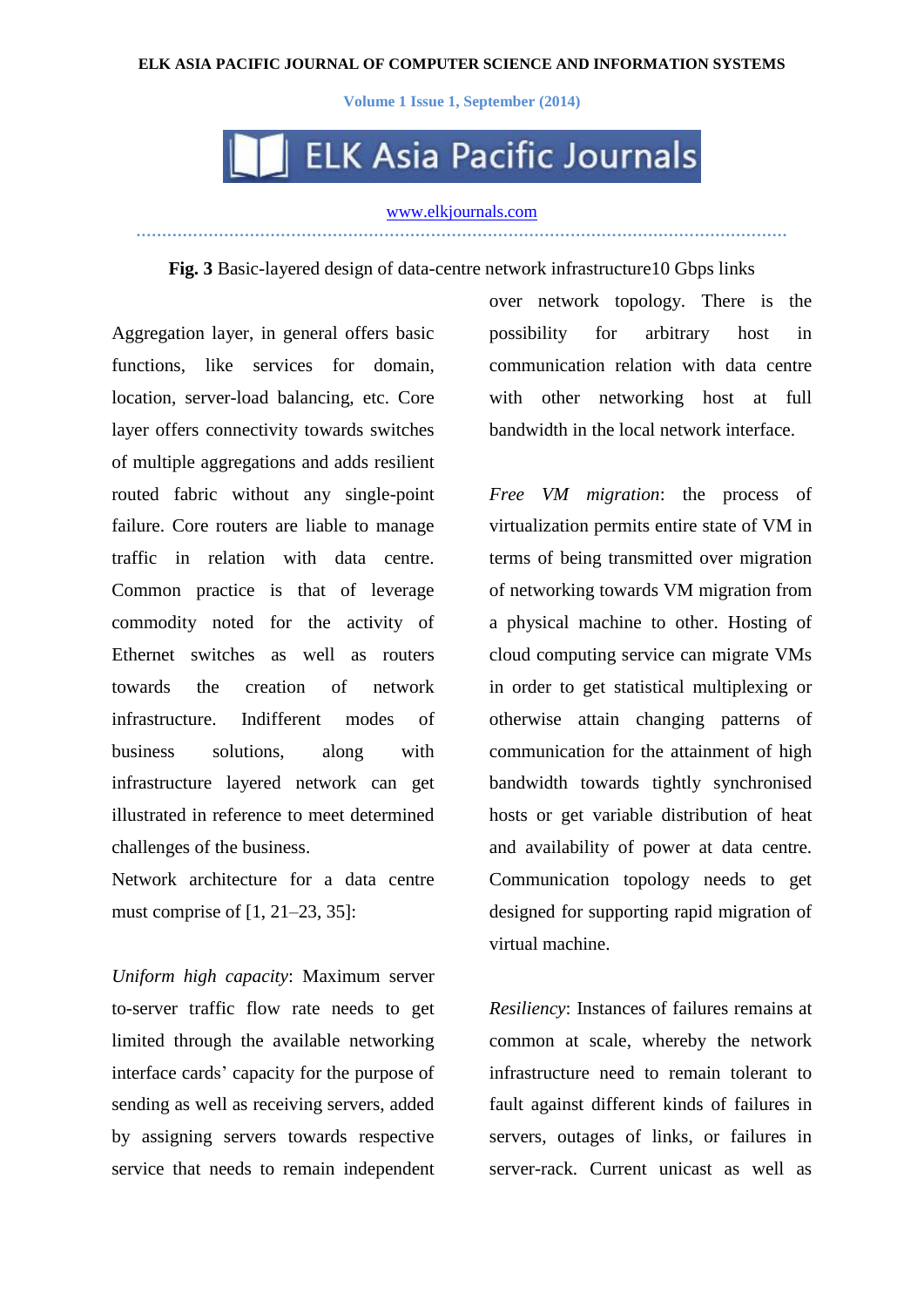**Fig. 3** Basic-layered design of data-centre network infrastructure10 Gbps links

Aggregation layer, in general offers basic functions, like services for domain, location, server-load balancing, etc. Core layer offers connectivity towards switches of multiple aggregations and adds resilient routed fabric without any single-point failure. Core routers are liable to manage traffic in relation with data centre. Common practice is that of leverage commodity noted for the activity of Ethernet switches as well as routers towards the creation of network infrastructure. Indifferent modes of business solutions, along with infrastructure layered network can get illustrated in reference to meet determined challenges of the business.

Network architecture for a data centre must comprise of [1, 21–23, 35]:

*Uniform high capacity*: Maximum server to-server traffic flow rate needs to get limited through the available networking interface cards' capacity for the purpose of sending as well as receiving servers, added by assigning servers towards respective service that needs to remain independent over network topology. There is the possibility for arbitrary host in communication relation with data centre with other networking host at full bandwidth in the local network interface.

*Free VM migration*: the process of virtualization permits entire state of VM in terms of being transmitted over migration of networking towards VM migration from a physical machine to other. Hosting of cloud computing service can migrate VMs in order to get statistical multiplexing or otherwise attain changing patterns of communication for the attainment of high bandwidth towards tightly synchronised hosts or get variable distribution of heat and availability of power at data centre. Communication topology needs to get designed for supporting rapid migration of virtual machine.

*Resiliency*: Instances of failures remains at common at scale, whereby the network infrastructure need to remain tolerant to fault against different kinds of failures in servers, outages of links, or failures in server-rack. Current unicast as well as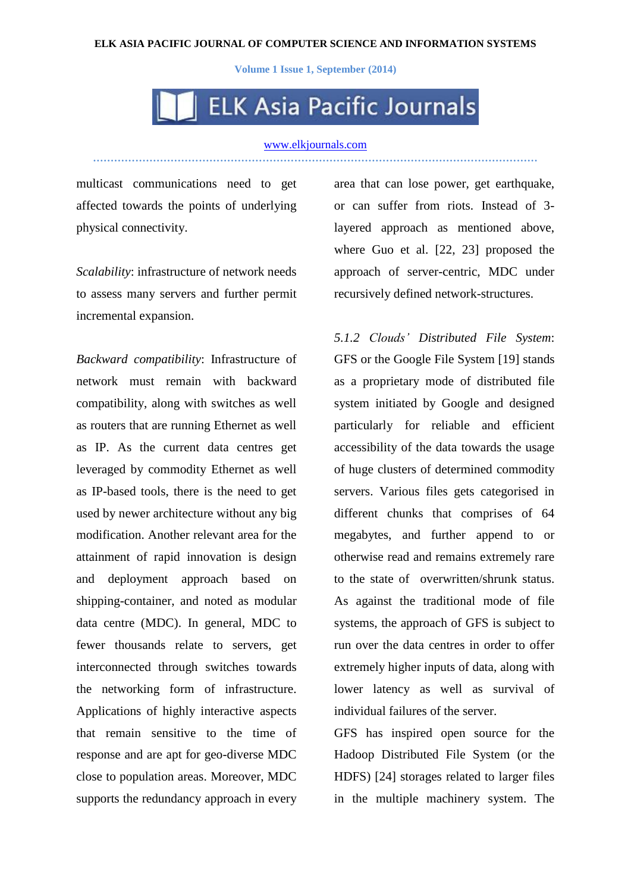multicast communications need to get affected towards the points of underlying physical connectivity.

*Scalability*: infrastructure of network needs to assess many servers and further permit incremental expansion.

*Backward compatibility*: Infrastructure of network must remain with backward compatibility, along with switches as well as routers that are running Ethernet as well as IP. As the current data centres get leveraged by commodity Ethernet as well as IP-based tools, there is the need to get used by newer architecture without any big modification. Another relevant area for the attainment of rapid innovation is design and deployment approach based on shipping-container, and noted as modular data centre (MDC). In general, MDC to fewer thousands relate to servers, get interconnected through switches towards the networking form of infrastructure. Applications of highly interactive aspects that remain sensitive to the time of response and are apt for geo-diverse MDC close to population areas. Moreover, MDC supports the redundancy approach in every area that can lose power, get earthquake, or can suffer from riots. Instead of 3-layered approach as mentioned above, where Guo et al. [22, 23] proposed the approach of server-centric, MDC under recursively defined network-structures.

*5.1.2 Clouds' Distributed File System*: GFS or the Google File System [19] stands as a proprietary mode of distributed file system initiated by Google and designed particularly for reliable and efficient accessibility of the data towards the usage of huge clusters of determined commodity servers. Various files gets categorised in different chunks that comprises of 64 megabytes, and further append to or otherwise read and remains extremely rare to the state of overwritten/shrunk status. As against the traditional mode of file systems, the approach of GFS is subject to run over the data centres in order to offer extremely higher inputs of data, along with lower latency as well as survival of individual failures of the server.

GFS has inspired open source for the Hadoop Distributed File System (or the HDFS) [24] storages related to larger files in the multiple machinery system. The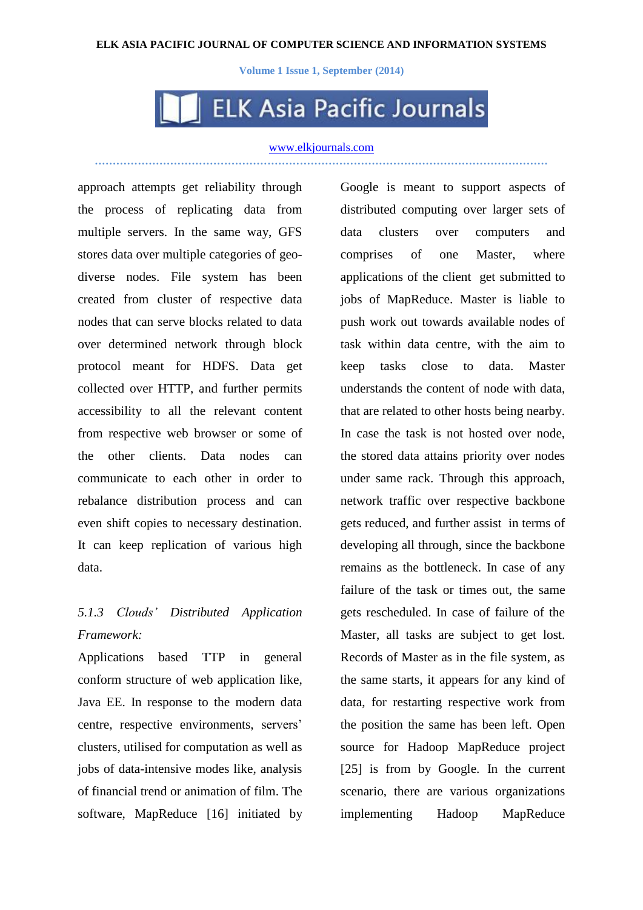approach attempts get reliability through the process of replicating data from multiple servers. In the same way, GFS stores data over multiple categories of geo-diverse nodes. File system has been created from cluster of respective data nodes that can serve blocks related to data over determined network through block protocol meant for HDFS. Data get collected over HTTP, and further permits accessibility to all the relevant content from respective web browser or some of the other clients. Data nodes can communicate to each other in order to rebalance distribution process and can even shift copies to necessary destination. It can keep replication of various high data.

*5.1.3 Clouds' Distributed Application Framework:*

Applications based TTP in general conform structure of web application like, Java EE. In response to the modern data centre, respective environments, servers' clusters, utilised for computation as well as jobs of data-intensive modes like, analysis of financial trend or animation of film. The software, MapReduce [16] initiated by Google is meant to support aspects of distributed computing over larger sets of data clusters over computers and comprises of one Master, where applications of the client get submitted to jobs of MapReduce. Master is liable to push work out towards available nodes of task within data centre, with the aim to keep tasks close to data. Master understands the content of node with data, that are related to other hosts being nearby. In case the task is not hosted over node, the stored data attains priority over nodes under same rack. Through this approach, network traffic over respective backbone gets reduced, and further assist in terms of developing all through, since the backbone remains as the bottleneck. In case of any failure of the task or times out, the same gets rescheduled. In case of failure of the Master, all tasks are subject to get lost. Records of Master as in the file system, as the same starts, it appears for any kind of data, for restarting respective work from the position the same has been left. Open source for Hadoop MapReduce project [25] is from by Google. In the current scenario, there are various organizations implementing Hadoop MapReduce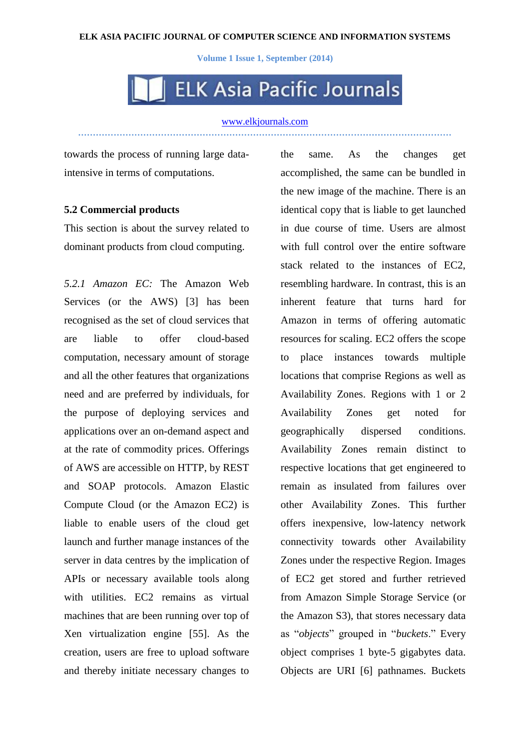towards the process of running large data-intensive in terms of computations.

### 5.2 Commercial products

This section is about the survey related to dominant products from cloud computing.

*5.2.1 Amazon EC:* The Amazon Web Services (or the AWS) [3] has been recognised as the set of cloud services that are liable to offer cloud-based computation, necessary amount of storage and all the other features that organizations need and are preferred by individuals, for the purpose of deploying services and applications over an on-demand aspect and at the rate of commodity prices. Offerings of AWS are accessible on HTTP, by REST and SOAP protocols. Amazon Elastic Compute Cloud (or the Amazon EC2) is liable to enable users of the cloud get launch and further manage instances of the server in data centres by the implication of APIs or necessary available tools along with utilities. EC2 remains as virtual machines that are been running over top of Xen virtualization engine [55]. As the creation, users are free to upload software and thereby initiate necessary changes to the same. As the changes get accomplished, the same can be bundled in the new image of the machine. There is an identical copy that is liable to get launched in due course of time. Users are almost with full control over the entire software stack related to the instances of EC2, resembling hardware. In contrast, this is an inherent feature that turns hard for Amazon in terms of offering automatic resources for scaling. EC2 offers the scope to place instances towards multiple locations that comprise Regions as well as Availability Zones. Regions with 1 or 2 Availability Zones get noted for geographically dispersed conditions. Availability Zones remain distinct to respective locations that get engineered to remain as insulated from failures over other Availability Zones. This further offers inexpensive, low-latency network connectivity towards other Availability Zones under the respective Region. Images of EC2 get stored and further retrieved from Amazon Simple Storage Service (or the Amazon S3), that stores necessary data as "*objects*" grouped in "*buckets*." Every object comprises 1 byte-5 gigabytes data. Objects are URI [6] pathnames. Buckets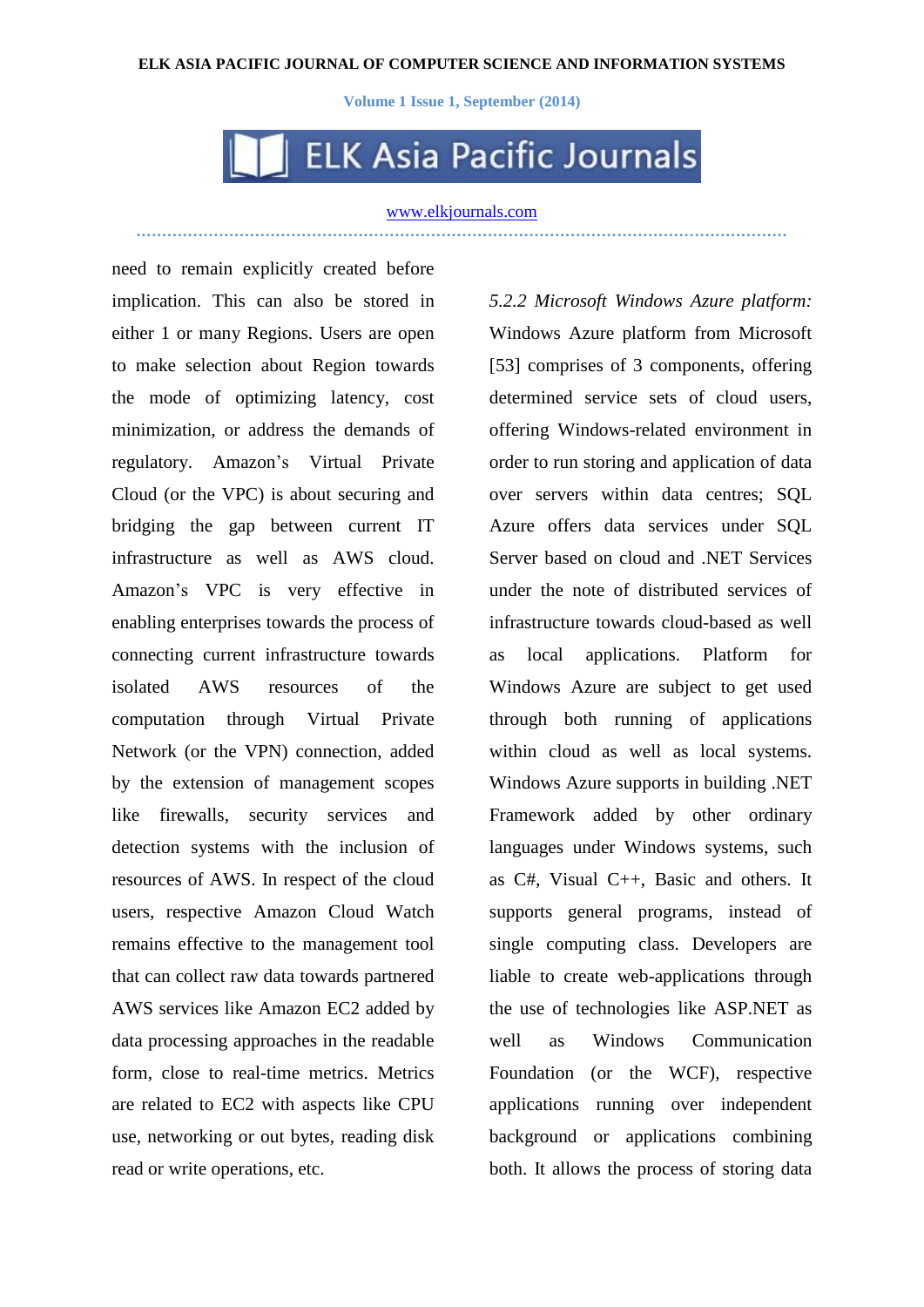need to remain explicitly created before implication. This can also be stored in either 1 or many Regions. Users are open to make selection about Region towards the mode of optimizing latency, cost minimization, or address the demands of regulatory. Amazon's Virtual Private Cloud (or the VPC) is about securing and bridging the gap between current IT infrastructure as well as AWS cloud. Amazon's VPC is very effective in enabling enterprises towards the process of connecting current infrastructure towards isolated AWS resources of the computation through Virtual Private Network (or the VPN) connection, added by the extension of management scopes like firewalls, security services and detection systems with the inclusion of resources of AWS. In respect of the cloud users, respective Amazon Cloud Watch remains effective to the management tool that can collect raw data towards partnered AWS services like Amazon EC2 added by data processing approaches in the readable form, close to real-time metrics. Metrics are related to EC2 with aspects like CPU use, networking or out bytes, reading disk read or write operations, etc.

*5.2.2 Microsoft Windows Azure platform:*

Windows Azure platform from Microsoft [53] comprises of 3 components, offering determined service sets of cloud users, offering Windows-related environment in order to run storing and application of data over servers within data centres; SQL Azure offers data services under SQL Server based on cloud and .NET Services under the note of distributed services of infrastructure towards cloud-based as well as local applications. Platform for Windows Azure are subject to get used through both running of applications within cloud as well as local systems. Windows Azure supports in building .NET Framework added by other ordinary languages under Windows systems, such as C#, Visual C++, Basic and others. It supports general programs, instead of single computing class. Developers are liable to create web-applications through the use of technologies like ASP.NET as well as Windows Communication Foundation (or the WCF), respective applications running over independent background or applications combining both. It allows the process of storing data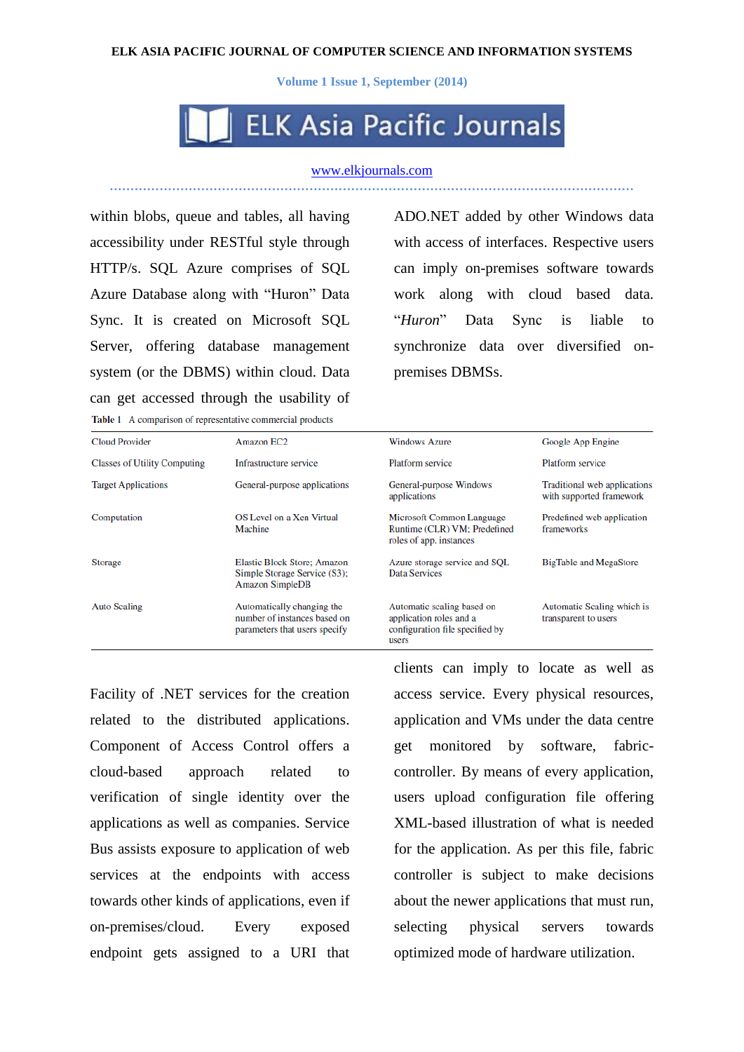within blobs, queue and tables, all having accessibility under RESTful style through HTTP/s. SQL Azure comprises of SQL Azure Database along with “Huron” Data Sync. It is created on Microsoft SQL Server, offering database management system (or the DBMS) within cloud. Data can get accessed through the usability of ADO.NET added by other Windows data with access of interfaces. Respective users can imply on-premises software towards work along with cloud based data. “*Huron*” Data Sync is liable to synchronize data over diversified on-premises DBMSs.

**Table 1** A comparison of representative commercial products

| Cloud Provider | Amazon EC2 | Windows Azure | Google App Engine |
|---|---|---|---|
| Classes of Utility Computing | Infrastructure service | Platform service | Platform service |
| Target Applications | General-purpose applications | General-purpose Windows applications | Traditional web applications with supported framework |
| Computation | OS Level on a Xen Virtual Machine | Microsoft Common Language Runtime (CLR) VM; Predefined roles of app. instances | Predefined web application frameworks |
| Storage | Elastic Block Store; Amazon Simple Storage Service (S3); Amazon SimpleDB | Azure storage service and SQL Data Services | BigTable and MegaStore |
| Auto Scaling | Automatically changing the number of instances based on parameters that users specify | Automatic scaling based on application roles and a configuration file specified by users | Automatic Scaling which is transparent to users |

Facility of .NET services for the creation related to the distributed applications. Component of Access Control offers a cloud-based approach related to verification of single identity over the applications as well as companies. Service Bus assists exposure to application of web services at the endpoints with access towards other kinds of applications, even if on-premises/cloud. Every exposed endpoint gets assigned to a URI that clients can imply to locate as well as access service. Every physical resources, application and VMs under the data centre get monitored by software, fabric-controller. By means of every application, users upload configuration file offering XML-based illustration of what is needed for the application. As per this file, fabric controller is subject to make decisions about the newer applications that must run, selecting physical servers towards optimized mode of hardware utilization.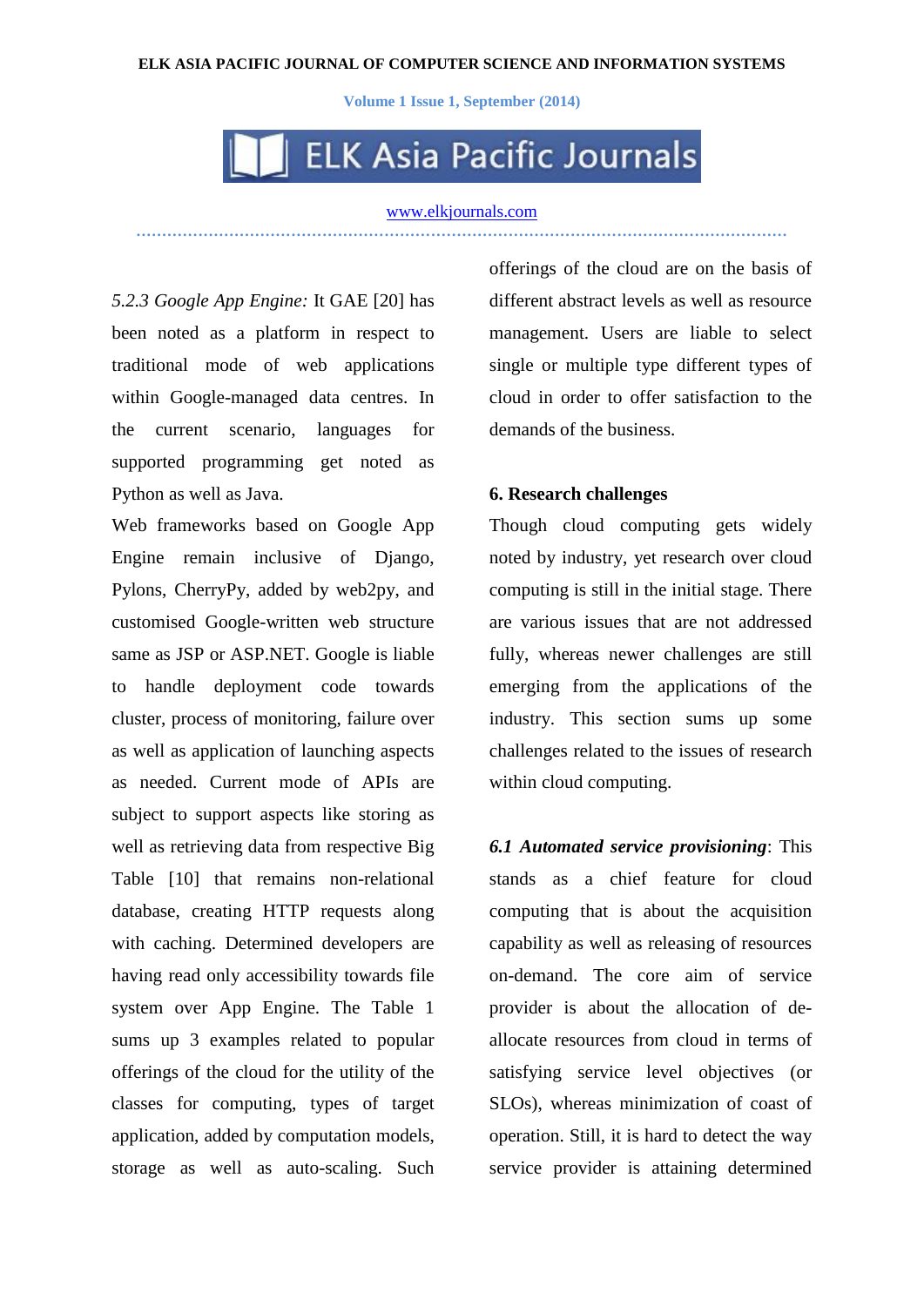*5.2.3 Google App Engine:* It GAE [20] has been noted as a platform in respect to traditional mode of web applications within Google-managed data centres. In the current scenario, languages for supported programming get noted as Python as well as Java.

Web frameworks based on Google App Engine remain inclusive of Django, Pylons, CherryPy, added by web2py, and customised Google-written web structure same as JSP or ASP.NET. Google is liable to handle deployment code towards cluster, process of monitoring, failure over as well as application of launching aspects as needed. Current mode of APIs are subject to support aspects like storing as well as retrieving data from respective Big Table [10] that remains non-relational database, creating HTTP requests along with caching. Determined developers are having read only accessibility towards file system over App Engine. The Table 1 sums up 3 examples related to popular offerings of the cloud for the utility of the classes for computing, types of target application, added by computation models, storage as well as auto-scaling. Such offerings of the cloud are on the basis of different abstract levels as well as resource management. Users are liable to select single or multiple type different types of cloud in order to offer satisfaction to the demands of the business.

## 6. Research challenges

Though cloud computing gets widely noted by industry, yet research over cloud computing is still in the initial stage. There are various issues that are not addressed fully, whereas newer challenges are still emerging from the applications of the industry. This section sums up some challenges related to the issues of research within cloud computing.

***6.1 Automated service provisioning***: This stands as a chief feature for cloud computing that is about the acquisition capability as well as releasing of resources on-demand. The core aim of service provider is about the allocation of de-allocate resources from cloud in terms of satisfying service level objectives (or SLOs), whereas minimization of coast of operation. Still, it is hard to detect the way service provider is attaining determined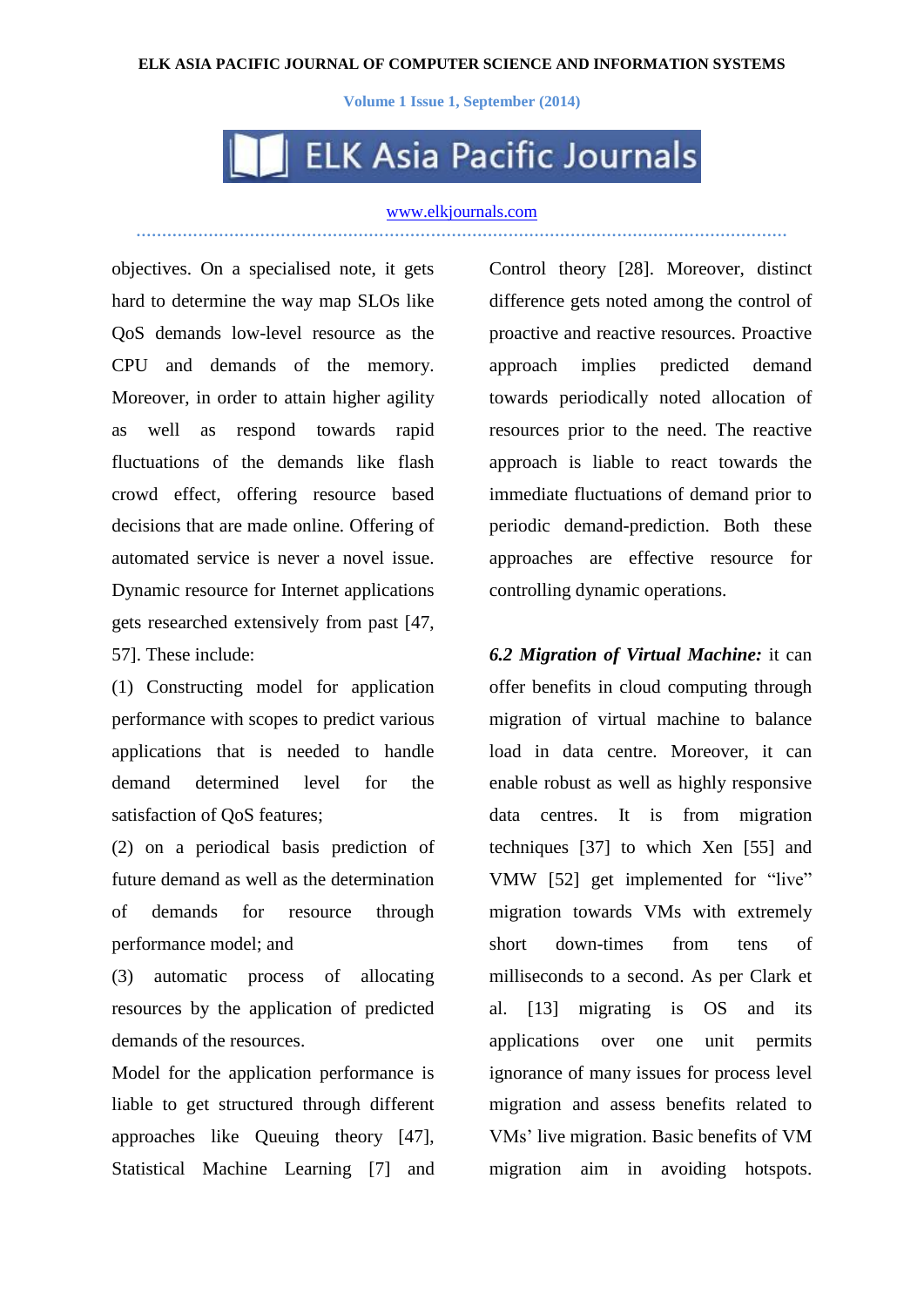objectives. On a specialised note, it gets hard to determine the way map SLOs like QoS demands low-level resource as the CPU and demands of the memory. Moreover, in order to attain higher agility as well as respond towards rapid fluctuations of the demands like flash crowd effect, offering resource based decisions that are made online. Offering of automated service is never a novel issue. Dynamic resource for Internet applications gets researched extensively from past [47, 57]. These include:

(1) Constructing model for application performance with scopes to predict various applications that is needed to handle demand determined level for the satisfaction of QoS features;

(2) on a periodical basis prediction of future demand as well as the determination of demands for resource through performance model; and

(3) automatic process of allocating resources by the application of predicted demands of the resources.

Model for the application performance is liable to get structured through different approaches like Queuing theory [47], Statistical Machine Learning [7] and Control theory [28]. Moreover, distinct difference gets noted among the control of proactive and reactive resources. Proactive approach implies predicted demand towards periodically noted allocation of resources prior to the need. The reactive approach is liable to react towards the immediate fluctuations of demand prior to periodic demand-prediction. Both these approaches are effective resource for controlling dynamic operations.

***6.2 Migration of Virtual Machine:*** it can offer benefits in cloud computing through migration of virtual machine to balance load in data centre. Moreover, it can enable robust as well as highly responsive data centres. It is from migration techniques [37] to which Xen [55] and VMW [52] get implemented for "live" migration towards VMs with extremely short down-times from tens of milliseconds to a second. As per Clark et al. [13] migrating is OS and its applications over one unit permits ignorance of many issues for process level migration and assess benefits related to VMs' live migration. Basic benefits of VM migration aim in avoiding hotspots.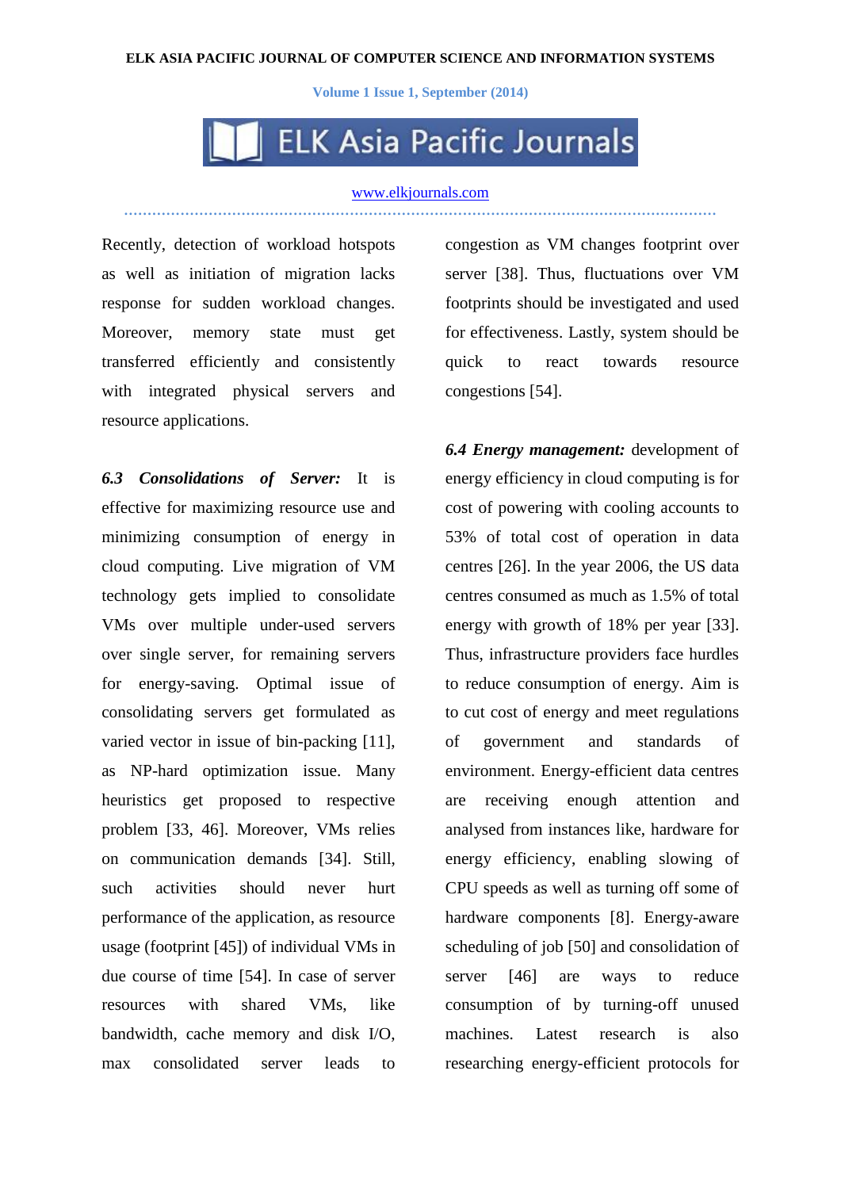Recently, detection of workload hotspots as well as initiation of migration lacks response for sudden workload changes. Moreover, memory state must get transferred efficiently and consistently with integrated physical servers and resource applications.

***6.3 Consolidations of Server:*** It is effective for maximizing resource use and minimizing consumption of energy in cloud computing. Live migration of VM technology gets implied to consolidate VMs over multiple under-used servers over single server, for remaining servers for energy-saving. Optimal issue of consolidating servers get formulated as varied vector in issue of bin-packing [11], as NP-hard optimization issue. Many heuristics get proposed to respective problem [33, 46]. Moreover, VMs relies on communication demands [34]. Still, such activities should never hurt performance of the application, as resource usage (footprint [45]) of individual VMs in due course of time [54]. In case of server resources with shared VMs, like bandwidth, cache memory and disk I/O, max consolidated server leads to congestion as VM changes footprint over server [38]. Thus, fluctuations over VM footprints should be investigated and used for effectiveness. Lastly, system should be quick to react towards resource congestions [54].

***6.4 Energy management:*** development of energy efficiency in cloud computing is for cost of powering with cooling accounts to 53% of total cost of operation in data centres [26]. In the year 2006, the US data centres consumed as much as 1.5% of total energy with growth of 18% per year [33]. Thus, infrastructure providers face hurdles to reduce consumption of energy. Aim is to cut cost of energy and meet regulations of government and standards of environment. Energy-efficient data centres are receiving enough attention and analysed from instances like, hardware for energy efficiency, enabling slowing of CPU speeds as well as turning off some of hardware components [8]. Energy-aware scheduling of job [50] and consolidation of server [46] are ways to reduce consumption of by turning-off unused machines. Latest research is also researching energy-efficient protocols for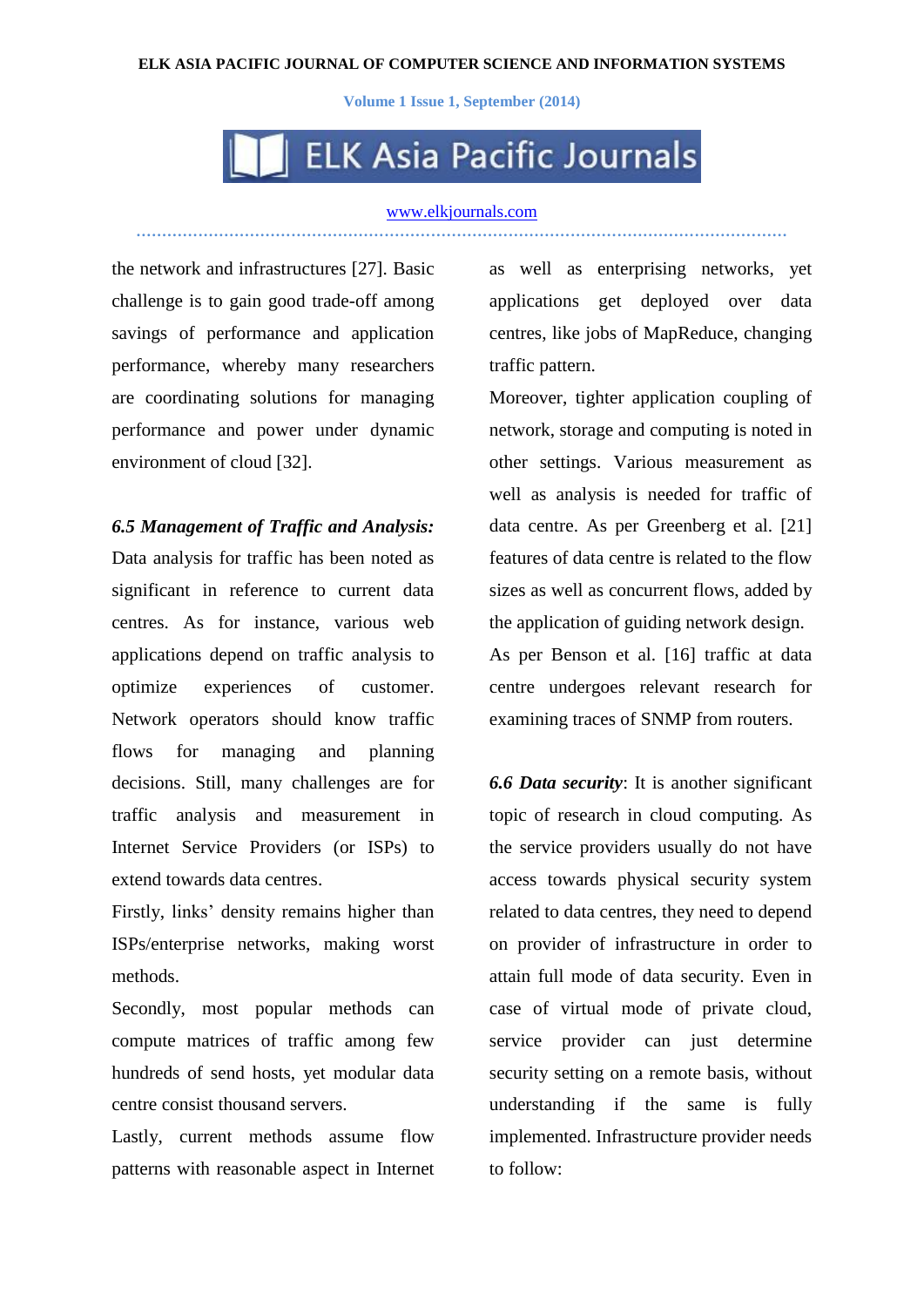the network and infrastructures [27]. Basic challenge is to gain good trade-off among savings of performance and application performance, whereby many researchers are coordinating solutions for managing performance and power under dynamic environment of cloud [32].

***6.5 Management of Traffic and Analysis:*** Data analysis for traffic has been noted as significant in reference to current data centres. As for instance, various web applications depend on traffic analysis to optimize experiences of customer. Network operators should know traffic flows for managing and planning decisions. Still, many challenges are for traffic analysis and measurement in Internet Service Providers (or ISPs) to extend towards data centres.

Firstly, links' density remains higher than ISPs/enterprise networks, making worst methods.

Secondly, most popular methods can compute matrices of traffic among few hundreds of send hosts, yet modular data centre consist thousand servers.

Lastly, current methods assume flow patterns with reasonable aspect in Internet as well as enterprising networks, yet applications get deployed over data centres, like jobs of MapReduce, changing traffic pattern.

Moreover, tighter application coupling of network, storage and computing is noted in other settings. Various measurement as well as analysis is needed for traffic of data centre. As per Greenberg et al. [21] features of data centre is related to the flow sizes as well as concurrent flows, added by the application of guiding network design.

As per Benson et al. [16] traffic at data centre undergoes relevant research for examining traces of SNMP from routers.

***6.6 Data security***: It is another significant topic of research in cloud computing. As the service providers usually do not have access towards physical security system related to data centres, they need to depend on provider of infrastructure in order to attain full mode of data security. Even in case of virtual mode of private cloud, service provider can just determine security setting on a remote basis, without understanding if the same is fully implemented. Infrastructure provider needs to follow: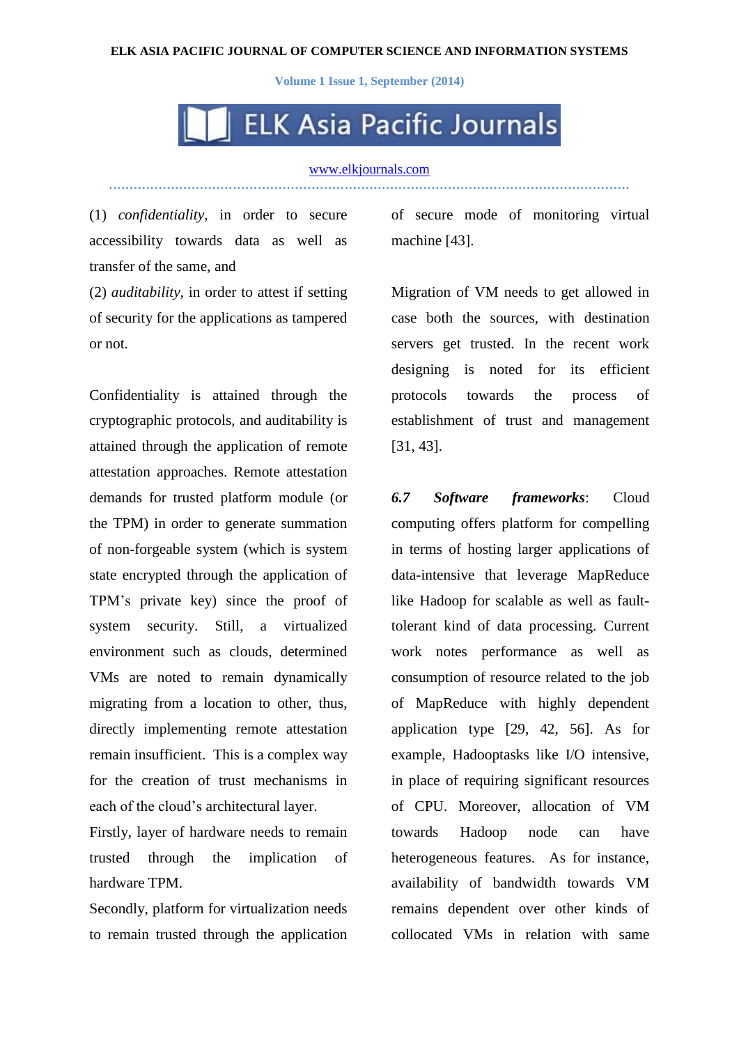(1) *confidentiality*, in order to secure accessibility towards data as well as transfer of the same, and

(2) *auditability*, in order to attest if setting of security for the applications as tampered or not.

Confidentiality is attained through the cryptographic protocols, and auditability is attained through the application of remote attestation approaches. Remote attestation demands for trusted platform module (or the TPM) in order to generate summation of non-forgeable system (which is system state encrypted through the application of TPM's private key) since the proof of system security. Still, a virtualized environment such as clouds, determined VMs are noted to remain dynamically migrating from a location to other, thus, directly implementing remote attestation remain insufficient. This is a complex way for the creation of trust mechanisms in each of the cloud's architectural layer.

Firstly, layer of hardware needs to remain trusted through the implication of hardware TPM.

Secondly, platform for virtualization needs to remain trusted through the application of secure mode of monitoring virtual machine [43].

Migration of VM needs to get allowed in case both the sources, with destination servers get trusted. In the recent work designing is noted for its efficient protocols towards the process of establishment of trust and management [31, 43].

***6.7 Software frameworks***: Cloud computing offers platform for compelling in terms of hosting larger applications of data-intensive that leverage MapReduce like Hadoop for scalable as well as fault-tolerant kind of data processing. Current work notes performance as well as consumption of resource related to the job of MapReduce with highly dependent application type [29, 42, 56]. As for example, Hadooptasks like I/O intensive, in place of requiring significant resources of CPU. Moreover, allocation of VM towards Hadoop node can have heterogeneous features. As for instance, availability of bandwidth towards VM remains dependent over other kinds of collocated VMs in relation with same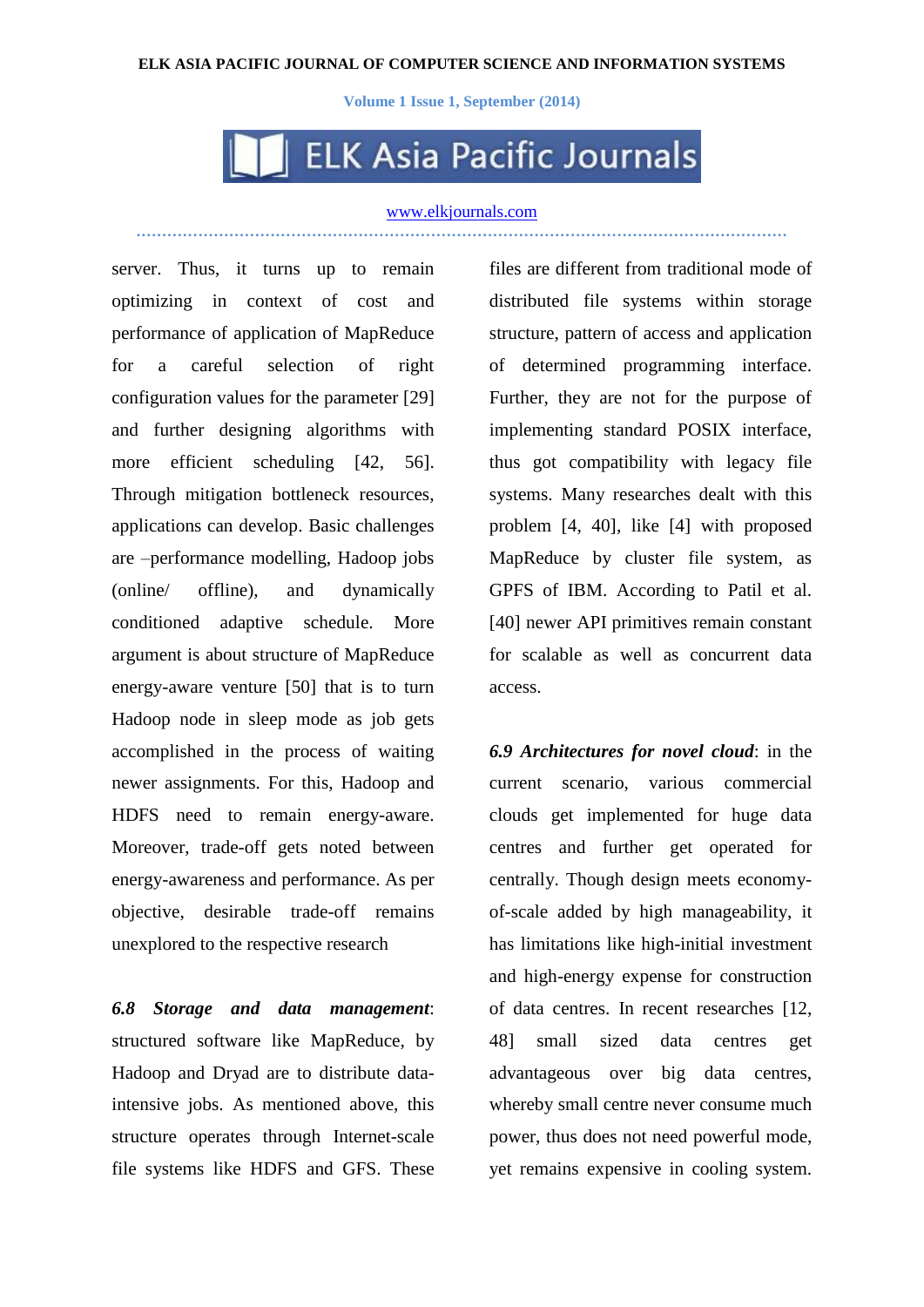server. Thus, it turns up to remain optimizing in context of cost and performance of application of MapReduce for a careful selection of right configuration values for the parameter [29] and further designing algorithms with more efficient scheduling [42, 56]. Through mitigation bottleneck resources, applications can develop. Basic challenges are –performance modelling, Hadoop jobs (online/ offline), and dynamically conditioned adaptive schedule. More argument is about structure of MapReduce energy-aware venture [50] that is to turn Hadoop node in sleep mode as job gets accomplished in the process of waiting newer assignments. For this, Hadoop and HDFS need to remain energy-aware. Moreover, trade-off gets noted between energy-awareness and performance. As per objective, desirable trade-off remains unexplored to the respective research

***6.8 Storage and data management***: structured software like MapReduce, by Hadoop and Dryad are to distribute data-intensive jobs. As mentioned above, this structure operates through Internet-scale file systems like HDFS and GFS. These files are different from traditional mode of distributed file systems within storage structure, pattern of access and application of determined programming interface. Further, they are not for the purpose of implementing standard POSIX interface, thus got compatibility with legacy file systems. Many researches dealt with this problem [4, 40], like [4] with proposed MapReduce by cluster file system, as GPFS of IBM. According to Patil et al. [40] newer API primitives remain constant for scalable as well as concurrent data access.

***6.9 Architectures for novel cloud***: in the current scenario, various commercial clouds get implemented for huge data centres and further get operated for centrally. Though design meets economy-of-scale added by high manageability, it has limitations like high-initial investment and high-energy expense for construction of data centres. In recent researches [12, 48] small sized data centres get advantageous over big data centres, whereby small centre never consume much power, thus does not need powerful mode, yet remains expensive in cooling system.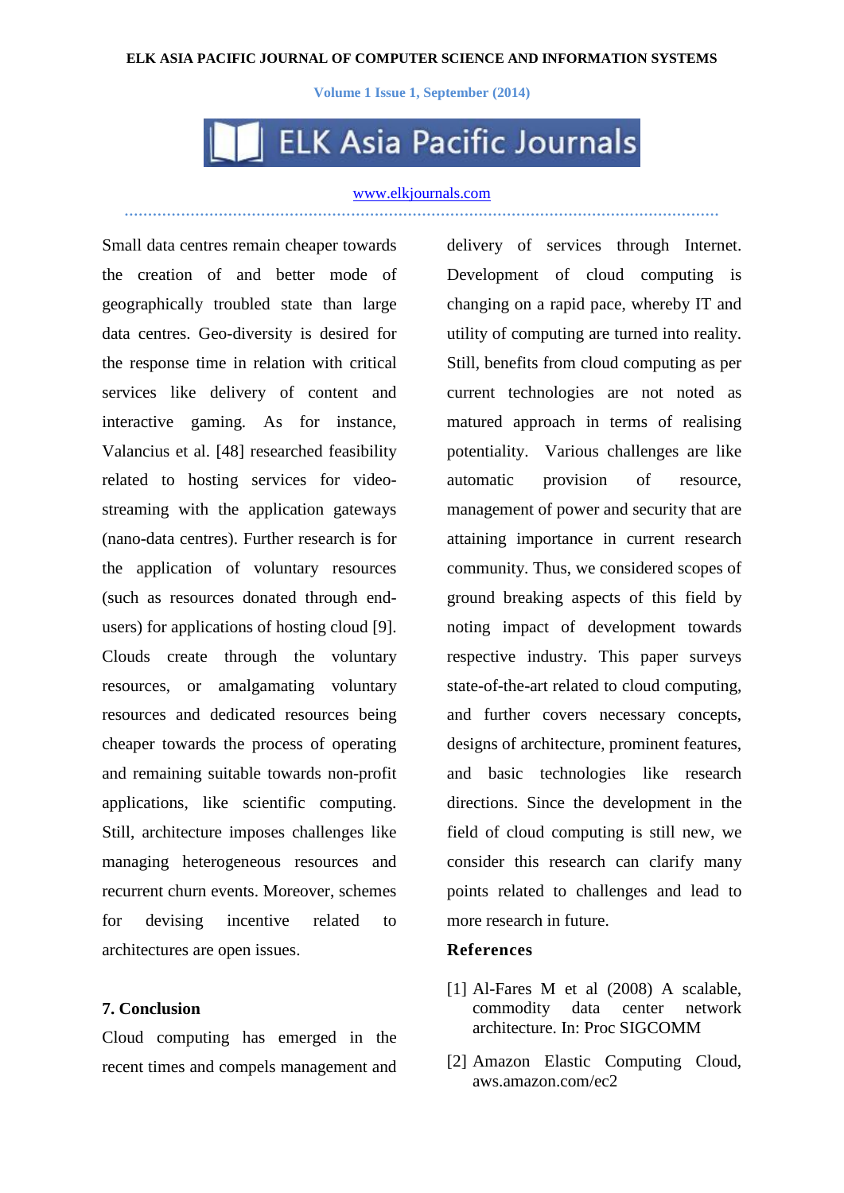Small data centres remain cheaper towards the creation of and better mode of geographically troubled state than large data centres. Geo-diversity is desired for the response time in relation with critical services like delivery of content and interactive gaming. As for instance, Valancius et al. [48] researched feasibility related to hosting services for video-streaming with the application gateways (nano-data centres). Further research is for the application of voluntary resources (such as resources donated through end-users) for applications of hosting cloud [9]. Clouds create through the voluntary resources, or amalgamating voluntary resources and dedicated resources being cheaper towards the process of operating and remaining suitable towards non-profit applications, like scientific computing. Still, architecture imposes challenges like managing heterogeneous resources and recurrent churn events. Moreover, schemes for devising incentive related to architectures are open issues.

## 7. Conclusion

Cloud computing has emerged in the recent times and compels management and delivery of services through Internet. Development of cloud computing is changing on a rapid pace, whereby IT and utility of computing are turned into reality. Still, benefits from cloud computing as per current technologies are not noted as matured approach in terms of realising potentiality. Various challenges are like automatic provision of resource, management of power and security that are attaining importance in current research community. Thus, we considered scopes of ground breaking aspects of this field by noting impact of development towards respective industry. This paper surveys state-of-the-art related to cloud computing, and further covers necessary concepts, designs of architecture, prominent features, and basic technologies like research directions. Since the development in the field of cloud computing is still new, we consider this research can clarify many points related to challenges and lead to more research in future.

## References

[1] Al-Fares M et al (2008) A scalable, commodity data center network architecture. In: Proc SIGCOMM

[2] Amazon Elastic Computing Cloud, aws.amazon.com/ec2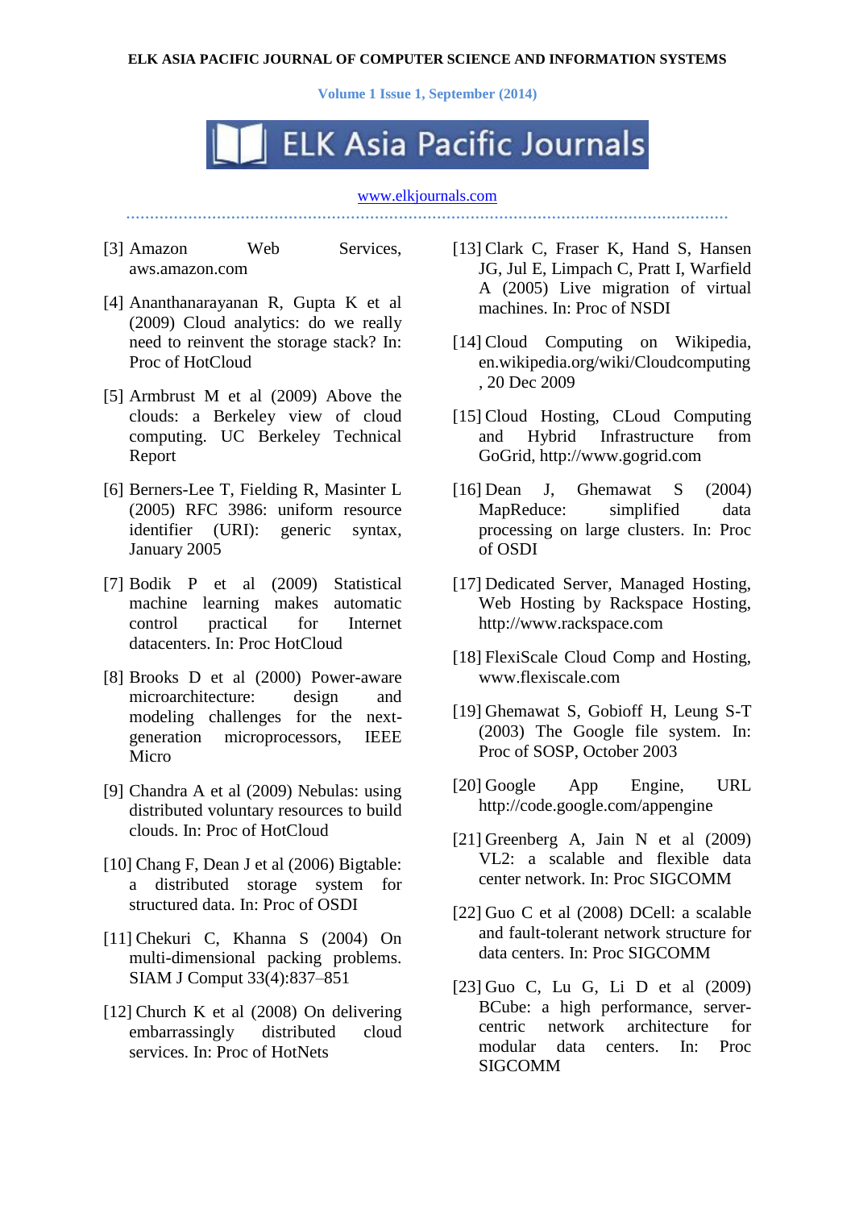[3] Amazon Web Services, aws.amazon.com

[4] Ananthanarayanan R, Gupta K et al (2009) Cloud analytics: do we really need to reinvent the storage stack? In: Proc of HotCloud

[5] Armbrust M et al (2009) Above the clouds: a Berkeley view of cloud computing. UC Berkeley Technical Report

[6] Berners-Lee T, Fielding R, Masinter L (2005) RFC 3986: uniform resource identifier (URI): generic syntax, January 2005

[7] Bodik P et al (2009) Statistical machine learning makes automatic control practical for Internet datacenters. In: Proc HotCloud

[8] Brooks D et al (2000) Power-aware microarchitecture: design and modeling challenges for the next-generation microprocessors, IEEE Micro

[9] Chandra A et al (2009) Nebulas: using distributed voluntary resources to build clouds. In: Proc of HotCloud

[10] Chang F, Dean J et al (2006) Bigtable: a distributed storage system for structured data. In: Proc of OSDI

[11] Chekuri C, Khanna S (2004) On multi-dimensional packing problems. SIAM J Comput 33(4):837–851

[12] Church K et al (2008) On delivering embarrassingly distributed cloud services. In: Proc of HotNets

[13] Clark C, Fraser K, Hand S, Hansen JG, Jul E, Limpach C, Pratt I, Warfield A (2005) Live migration of virtual machines. In: Proc of NSDI

[14] Cloud Computing on Wikipedia, en.wikipedia.org/wiki/Cloudcomputing, 20 Dec 2009

[15] Cloud Hosting, CLoud Computing and Hybrid Infrastructure from GoGrid, http://www.gogrid.com

[16] Dean J, Ghemawat S (2004) MapReduce: simplified data processing on large clusters. In: Proc of OSDI

[17] Dedicated Server, Managed Hosting, Web Hosting by Rackspace Hosting, http://www.rackspace.com

[18] FlexiScale Cloud Comp and Hosting, www.flexiscale.com

[19] Ghemawat S, Gobioff H, Leung S-T (2003) The Google file system. In: Proc of SOSP, October 2003

[20] Google App Engine, URL http://code.google.com/appengine

[21] Greenberg A, Jain N et al (2009) VL2: a scalable and flexible data center network. In: Proc SIGCOMM

[22] Guo C et al (2008) DCell: a scalable and fault-tolerant network structure for data centers. In: Proc SIGCOMM

[23] Guo C, Lu G, Li D et al (2009) BCube: a high performance, server-centric network architecture for modular data centers. In: Proc SIGCOMM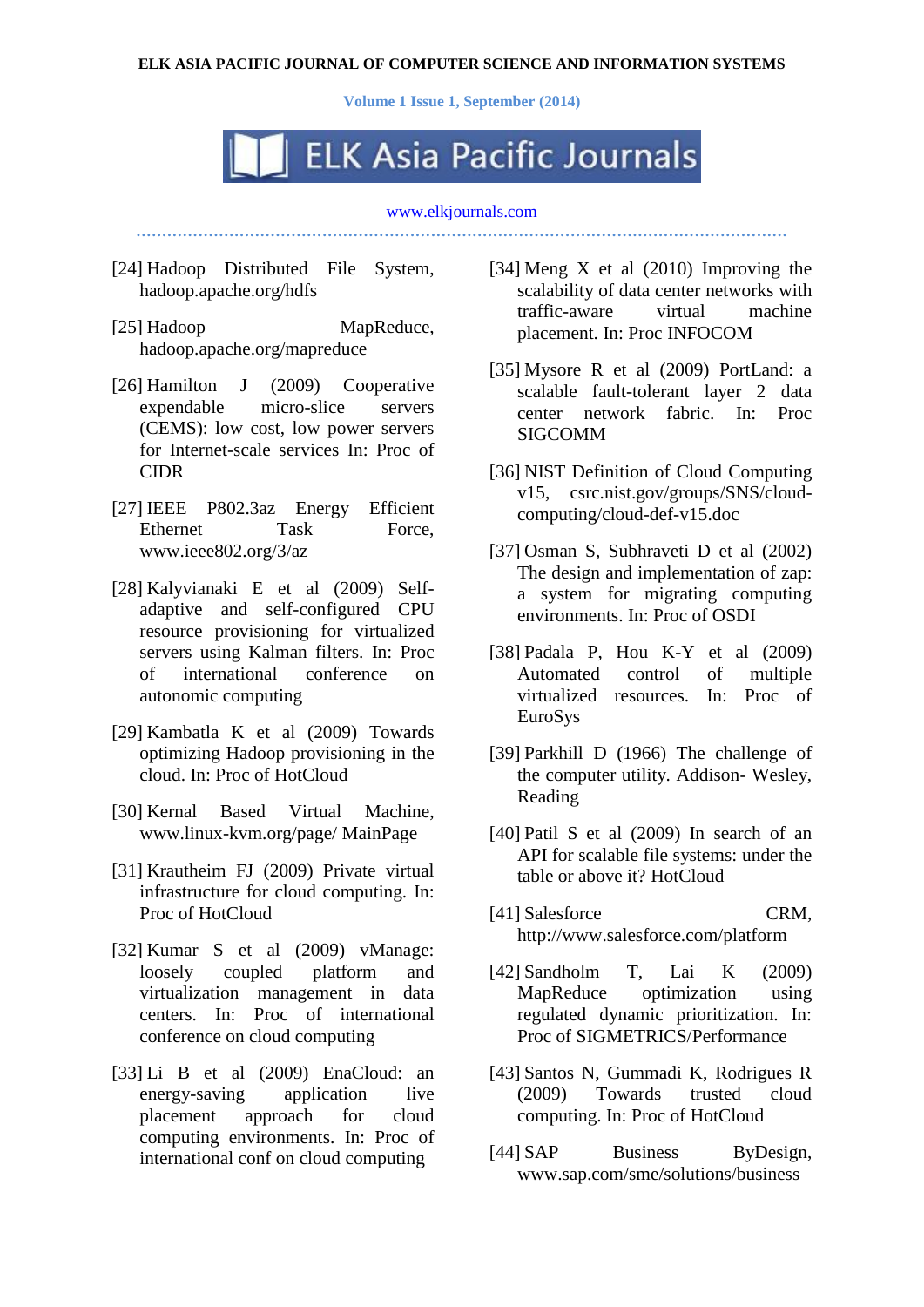[24] Hadoop Distributed File System, hadoop.apache.org/hdfs

[25] Hadoop MapReduce, hadoop.apache.org/mapreduce

[26] Hamilton J (2009) Cooperative expendable micro-slice servers (CEMS): low cost, low power servers for Internet-scale services In: Proc of CIDR

[27] IEEE P802.3az Energy Efficient Ethernet Task Force, www.ieee802.org/3/az

[28] Kalyvianaki E et al (2009) Self-adaptive and self-configured CPU resource provisioning for virtualized servers using Kalman filters. In: Proc of international conference on autonomic computing

[29] Kambatla K et al (2009) Towards optimizing Hadoop provisioning in the cloud. In: Proc of HotCloud

[30] Kernal Based Virtual Machine, www.linux-kvm.org/page/ MainPage

[31] Krautheim FJ (2009) Private virtual infrastructure for cloud computing. In: Proc of HotCloud

[32] Kumar S et al (2009) vManage: loosely coupled platform and virtualization management in data centers. In: Proc of international conference on cloud computing

[33] Li B et al (2009) EnaCloud: an energy-saving application live placement approach for cloud computing environments. In: Proc of international conf on cloud computing

[34] Meng X et al (2010) Improving the scalability of data center networks with traffic-aware virtual machine placement. In: Proc INFOCOM

[35] Mysore R et al (2009) PortLand: a scalable fault-tolerant layer 2 data center network fabric. In: Proc SIGCOMM

[36] NIST Definition of Cloud Computing v15, csrc.nist.gov/groups/SNS/cloud-computing/cloud-def-v15.doc

[37] Osman S, Subhraveti D et al (2002) The design and implementation of zap: a system for migrating computing environments. In: Proc of OSDI

[38] Padala P, Hou K-Y et al (2009) Automated control of multiple virtualized resources. In: Proc of EuroSys

[39] Parkhill D (1966) The challenge of the computer utility. Addison- Wesley, Reading

[40] Patil S et al (2009) In search of an API for scalable file systems: under the table or above it? HotCloud

[41] Salesforce CRM, http://www.salesforce.com/platform

[42] Sandholm T, Lai K (2009) MapReduce optimization using regulated dynamic prioritization. In: Proc of SIGMETRICS/Performance

[43] Santos N, Gummadi K, Rodrigues R (2009) Towards trusted cloud computing. In: Proc of HotCloud

[44] SAP Business ByDesign, www.sap.com/sme/solutions/business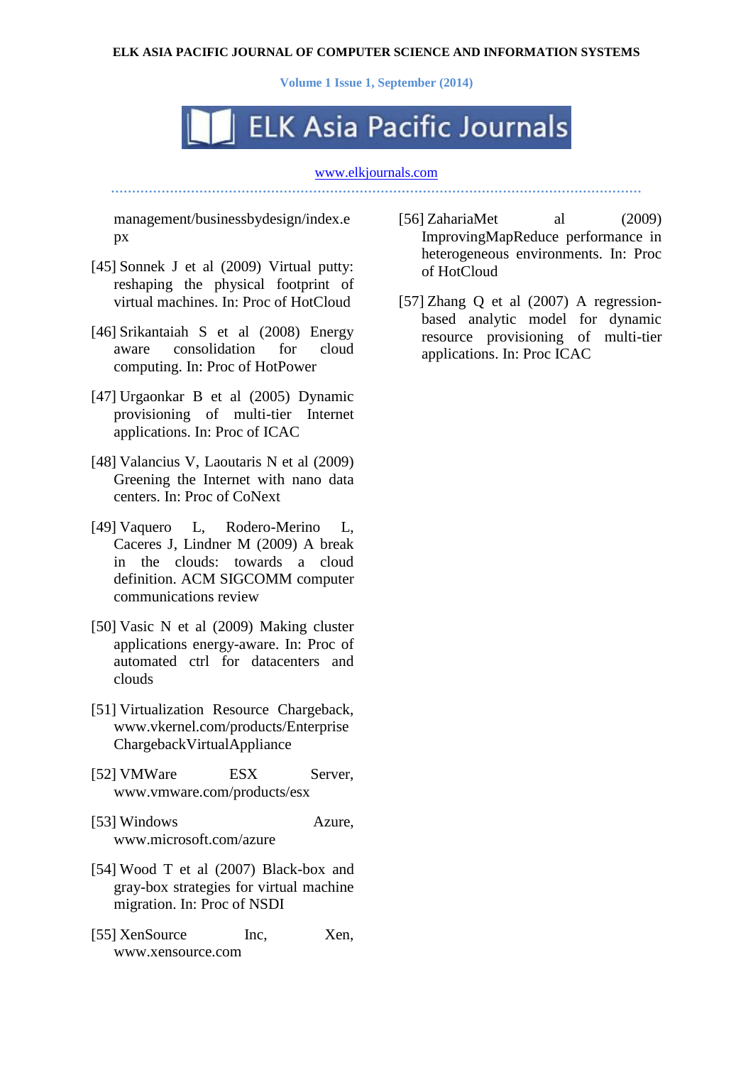management/businessbydesign/index.epx

[45] Sonnek J et al (2009) Virtual putty: reshaping the physical footprint of virtual machines. In: Proc of HotCloud

[46] Srikantaiah S et al (2008) Energy aware consolidation for cloud computing. In: Proc of HotPower

[47] Urgaonkar B et al (2005) Dynamic provisioning of multi-tier Internet applications. In: Proc of ICAC

[48] Valancius V, Laoutaris N et al (2009) Greening the Internet with nano data centers. In: Proc of CoNext

[49] Vaquero L, Rodero-Merino L, Caceres J, Lindner M (2009) A break in the clouds: towards a cloud definition. ACM SIGCOMM computer communications review

[50] Vasic N et al (2009) Making cluster applications energy-aware. In: Proc of automated ctrl for datacenters and clouds

[51] Virtualization Resource Chargeback, www.vkernel.com/products/EnterpriseChargebackVirtualAppliance

[52] VMWare ESX Server, www.vmware.com/products/esx

[53] Windows Azure, www.microsoft.com/azure

[54] Wood T et al (2007) Black-box and gray-box strategies for virtual machine migration. In: Proc of NSDI

[55] XenSource Inc, Xen, www.xensource.com

[56] ZahariaMet al (2009) ImprovingMapReduce performance in heterogeneous environments. In: Proc of HotCloud

[57] Zhang Q et al (2007) A regression-based analytic model for dynamic resource provisioning of multi-tier applications. In: Proc ICAC